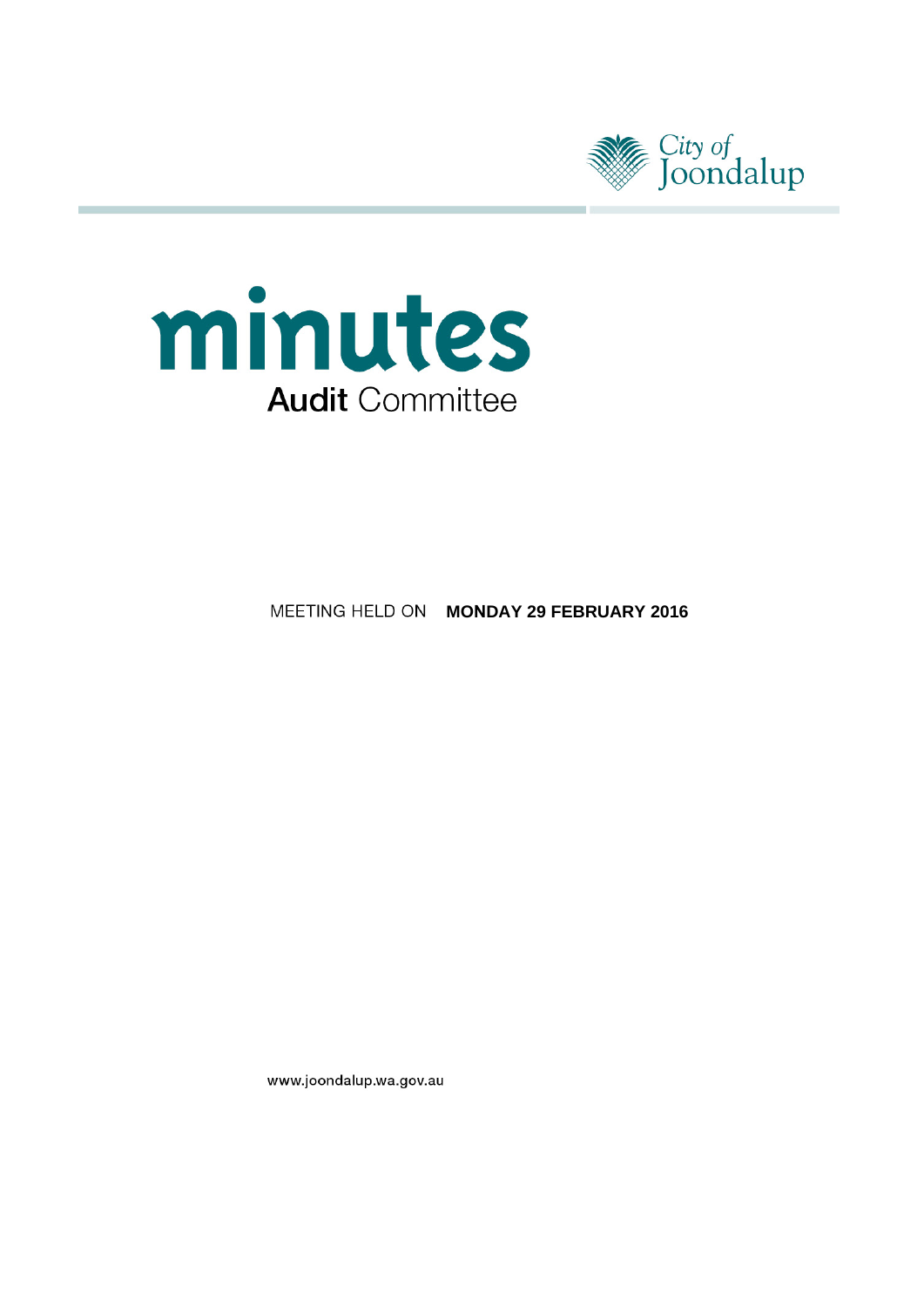City of Joondalup

# minutes

## Audit Committee

MEETING HELD ON **MONDAY 29 FEBRUARY 2016**

www.joondalup.wa.gov.au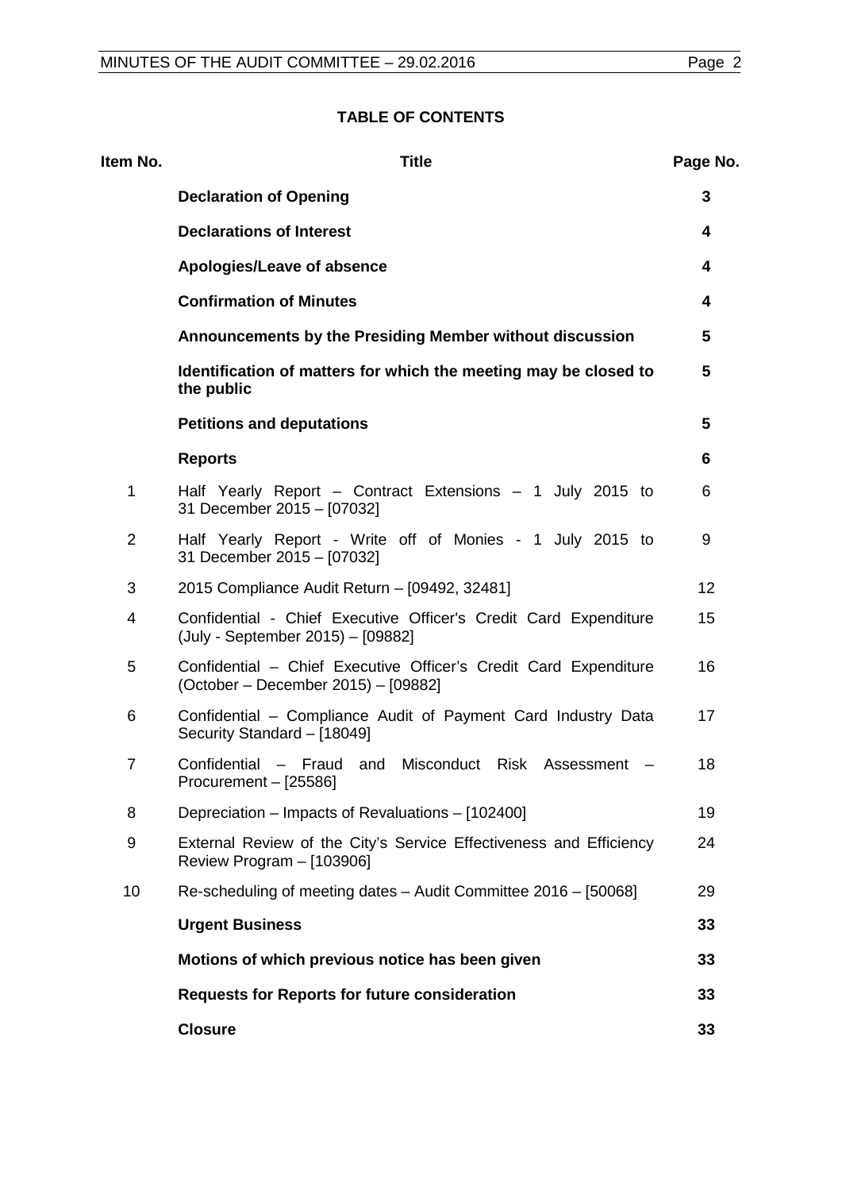**TABLE OF CONTENTS**

| Item No. | Title | Page No. |
|---|---|---|
| | **Declaration of Opening** | **3** |
| | **Declarations of Interest** | **4** |
| | **Apologies/Leave of absence** | **4** |
| | **Confirmation of Minutes** | **4** |
| | **Announcements by the Presiding Member without discussion** | **5** |
| | **Identification of matters for which the meeting may be closed to the public** | **5** |
| | **Petitions and deputations** | **5** |
| | **Reports** | **6** |
| 1 | Half Yearly Report – Contract Extensions – 1 July 2015 to 31 December 2015 – [07032] | 6 |
| 2 | Half Yearly Report - Write off of Monies - 1 July 2015 to 31 December 2015 – [07032] | 9 |
| 3 | 2015 Compliance Audit Return – [09492, 32481] | 12 |
| 4 | Confidential - Chief Executive Officer's Credit Card Expenditure (July - September 2015) – [09882] | 15 |
| 5 | Confidential – Chief Executive Officer's Credit Card Expenditure (October – December 2015) – [09882] | 16 |
| 6 | Confidential – Compliance Audit of Payment Card Industry Data Security Standard – [18049] | 17 |
| 7 | Confidential – Fraud and Misconduct Risk Assessment – Procurement – [25586] | 18 |
| 8 | Depreciation – Impacts of Revaluations – [102400] | 19 |
| 9 | External Review of the City's Service Effectiveness and Efficiency Review Program – [103906] | 24 |
| 10 | Re-scheduling of meeting dates – Audit Committee 2016 – [50068] | 29 |
| | **Urgent Business** | **33** |
| | **Motions of which previous notice has been given** | **33** |
| | **Requests for Reports for future consideration** | **33** |
| | **Closure** | **33** |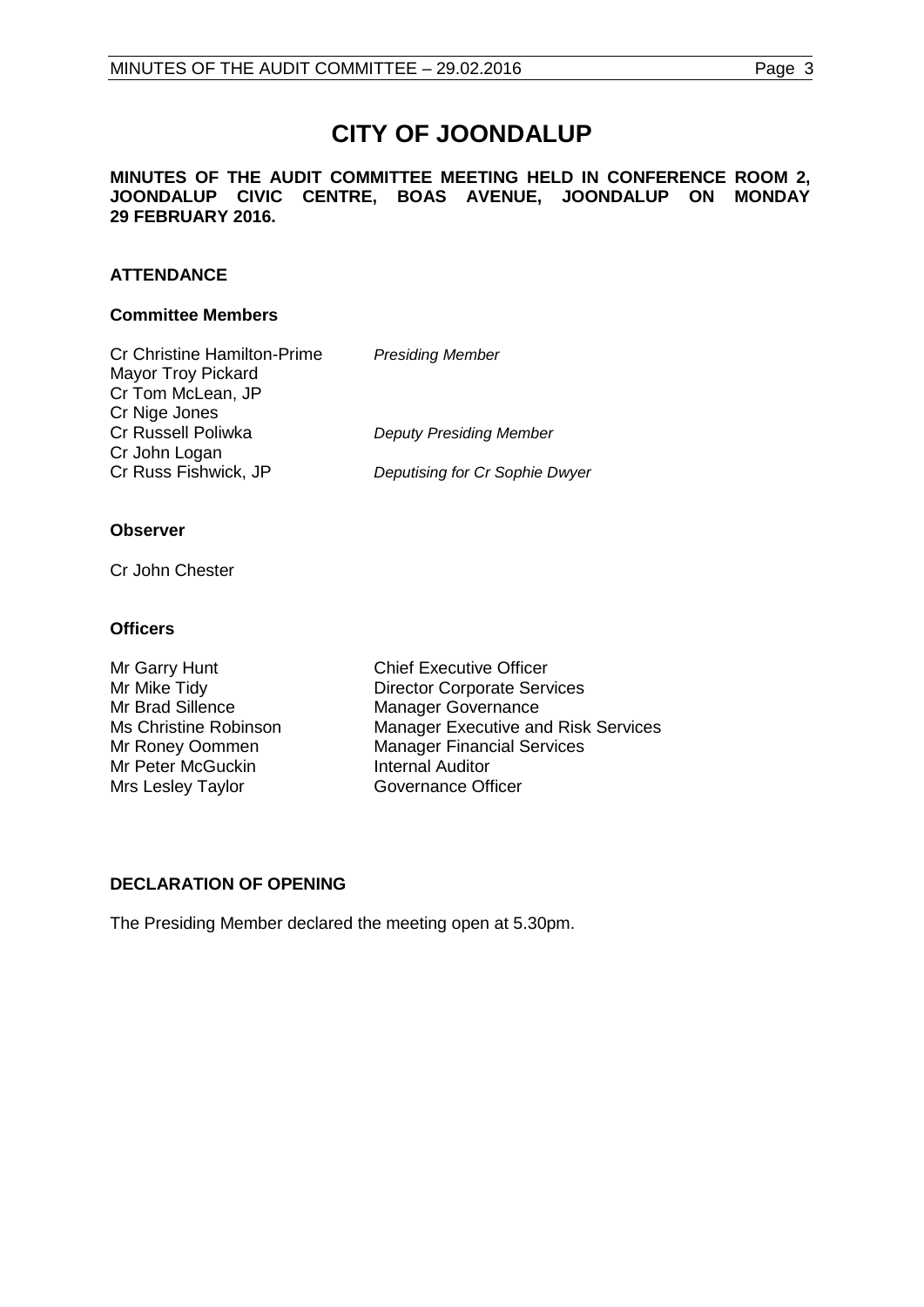# CITY OF JOONDALUP

**MINUTES OF THE AUDIT COMMITTEE MEETING HELD IN CONFERENCE ROOM 2, JOONDALUP CIVIC CENTRE, BOAS AVENUE, JOONDALUP ON MONDAY 29 FEBRUARY 2016.**

## ATTENDANCE

### Committee Members

| | |
|---|---|
| Cr Christine Hamilton-Prime | *Presiding Member* |
| Mayor Troy Pickard | |
| Cr Tom McLean, JP | |
| Cr Nige Jones | |
| Cr Russell Poliwka | *Deputy Presiding Member* |
| Cr John Logan | |
| Cr Russ Fishwick, JP | *Deputising for Cr Sophie Dwyer* |

### Observer

Cr John Chester

### Officers

| | |
|---|---|
| Mr Garry Hunt | Chief Executive Officer |
| Mr Mike Tidy | Director Corporate Services |
| Mr Brad Sillence | Manager Governance |
| Ms Christine Robinson | Manager Executive and Risk Services |
| Mr Roney Oommen | Manager Financial Services |
| Mr Peter McGuckin | Internal Auditor |
| Mrs Lesley Taylor | Governance Officer |

## DECLARATION OF OPENING

The Presiding Member declared the meeting open at 5.30pm.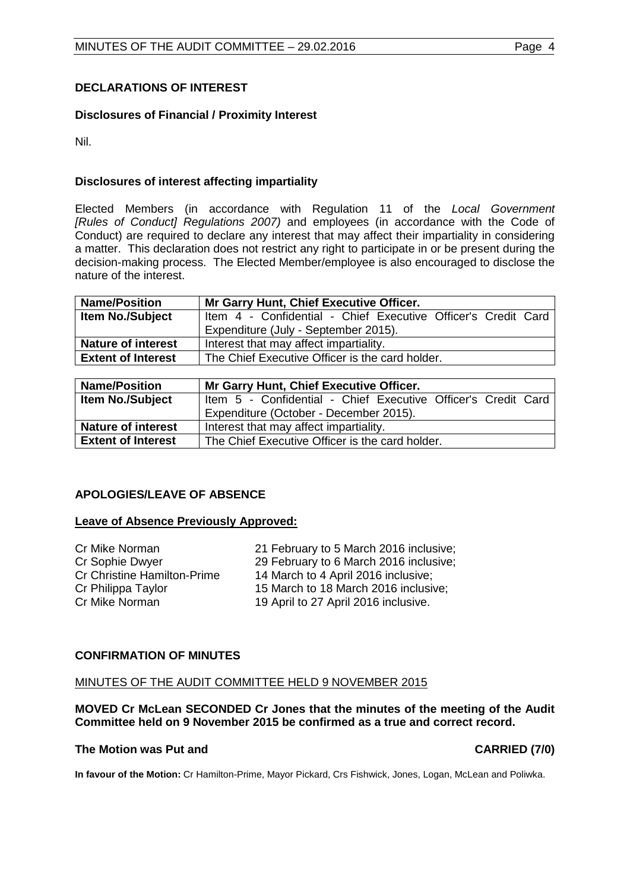## DECLARATIONS OF INTEREST

### Disclosures of Financial / Proximity Interest

Nil.

### Disclosures of interest affecting impartiality

Elected Members (in accordance with Regulation 11 of the *Local Government [Rules of Conduct] Regulations 2007)* and employees (in accordance with the Code of Conduct) are required to declare any interest that may affect their impartiality in considering a matter. This declaration does not restrict any right to participate in or be present during the decision-making process. The Elected Member/employee is also encouraged to disclose the nature of the interest.

| **Name/Position** | **Mr Garry Hunt, Chief Executive Officer.** |
|---|---|
| **Item No./Subject** | Item 4 - Confidential - Chief Executive Officer's Credit Card Expenditure (July - September 2015). |
| **Nature of interest** | Interest that may affect impartiality. |
| **Extent of Interest** | The Chief Executive Officer is the card holder. |

| **Name/Position** | **Mr Garry Hunt, Chief Executive Officer.** |
|---|---|
| **Item No./Subject** | Item 5 - Confidential - Chief Executive Officer's Credit Card Expenditure (October - December 2015). |
| **Nature of interest** | Interest that may affect impartiality. |
| **Extent of Interest** | The Chief Executive Officer is the card holder. |

## APOLOGIES/LEAVE OF ABSENCE

**Leave of Absence Previously Approved:**

| | |
|---|---|
| Cr Mike Norman | 21 February to 5 March 2016 inclusive; |
| Cr Sophie Dwyer | 29 February to 6 March 2016 inclusive; |
| Cr Christine Hamilton-Prime | 14 March to 4 April 2016 inclusive; |
| Cr Philippa Taylor | 15 March to 18 March 2016 inclusive; |
| Cr Mike Norman | 19 April to 27 April 2016 inclusive. |

## CONFIRMATION OF MINUTES

MINUTES OF THE AUDIT COMMITTEE HELD 9 NOVEMBER 2015

**MOVED Cr McLean SECONDED Cr Jones that the minutes of the meeting of the Audit Committee held on 9 November 2015 be confirmed as a true and correct record.**

**The Motion was Put and CARRIED (7/0)**

**In favour of the Motion:** Cr Hamilton-Prime, Mayor Pickard, Crs Fishwick, Jones, Logan, McLean and Poliwka.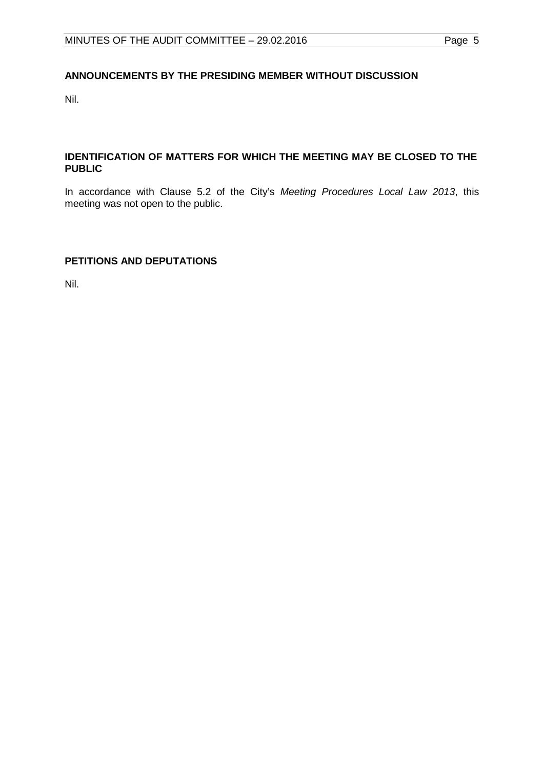## ANNOUNCEMENTS BY THE PRESIDING MEMBER WITHOUT DISCUSSION

Nil.

## IDENTIFICATION OF MATTERS FOR WHICH THE MEETING MAY BE CLOSED TO THE PUBLIC

In accordance with Clause 5.2 of the City's *Meeting Procedures Local Law 2013*, this meeting was not open to the public.

## PETITIONS AND DEPUTATIONS

Nil.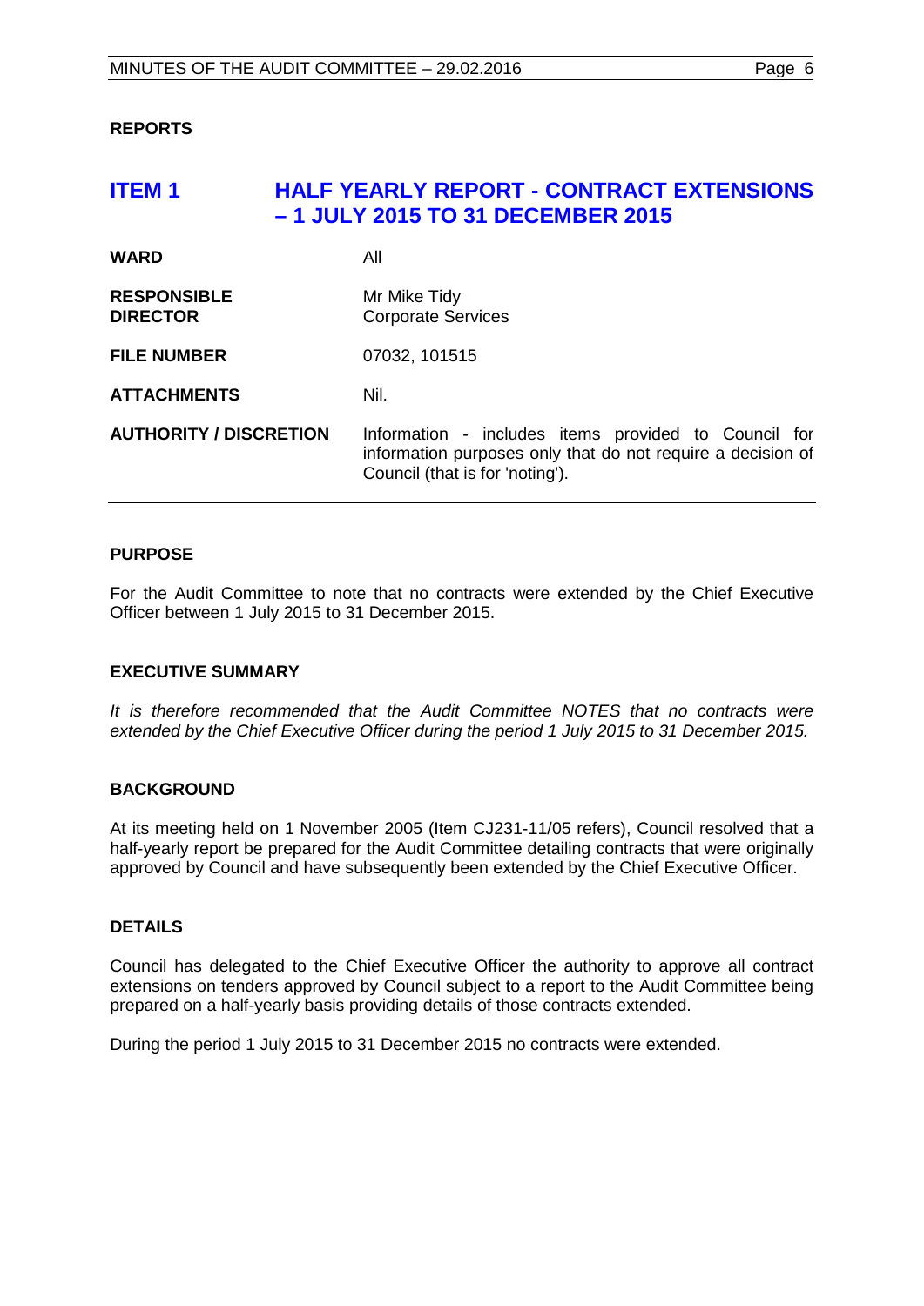## REPORTS

# ITEM 1 HALF YEARLY REPORT - CONTRACT EXTENSIONS – 1 JULY 2015 TO 31 DECEMBER 2015

| | |
|---|---|
| **WARD** | All |
| **RESPONSIBLE DIRECTOR** | Mr Mike Tidy<br>Corporate Services |
| **FILE NUMBER** | 07032, 101515 |
| **ATTACHMENTS** | Nil. |
| **AUTHORITY / DISCRETION** | Information - includes items provided to Council for information purposes only that do not require a decision of Council (that is for 'noting'). |

### PURPOSE

For the Audit Committee to note that no contracts were extended by the Chief Executive Officer between 1 July 2015 to 31 December 2015.

### EXECUTIVE SUMMARY

*It is therefore recommended that the Audit Committee NOTES that no contracts were extended by the Chief Executive Officer during the period 1 July 2015 to 31 December 2015.*

### BACKGROUND

At its meeting held on 1 November 2005 (Item CJ231-11/05 refers), Council resolved that a half-yearly report be prepared for the Audit Committee detailing contracts that were originally approved by Council and have subsequently been extended by the Chief Executive Officer.

### DETAILS

Council has delegated to the Chief Executive Officer the authority to approve all contract extensions on tenders approved by Council subject to a report to the Audit Committee being prepared on a half-yearly basis providing details of those contracts extended.

During the period 1 July 2015 to 31 December 2015 no contracts were extended.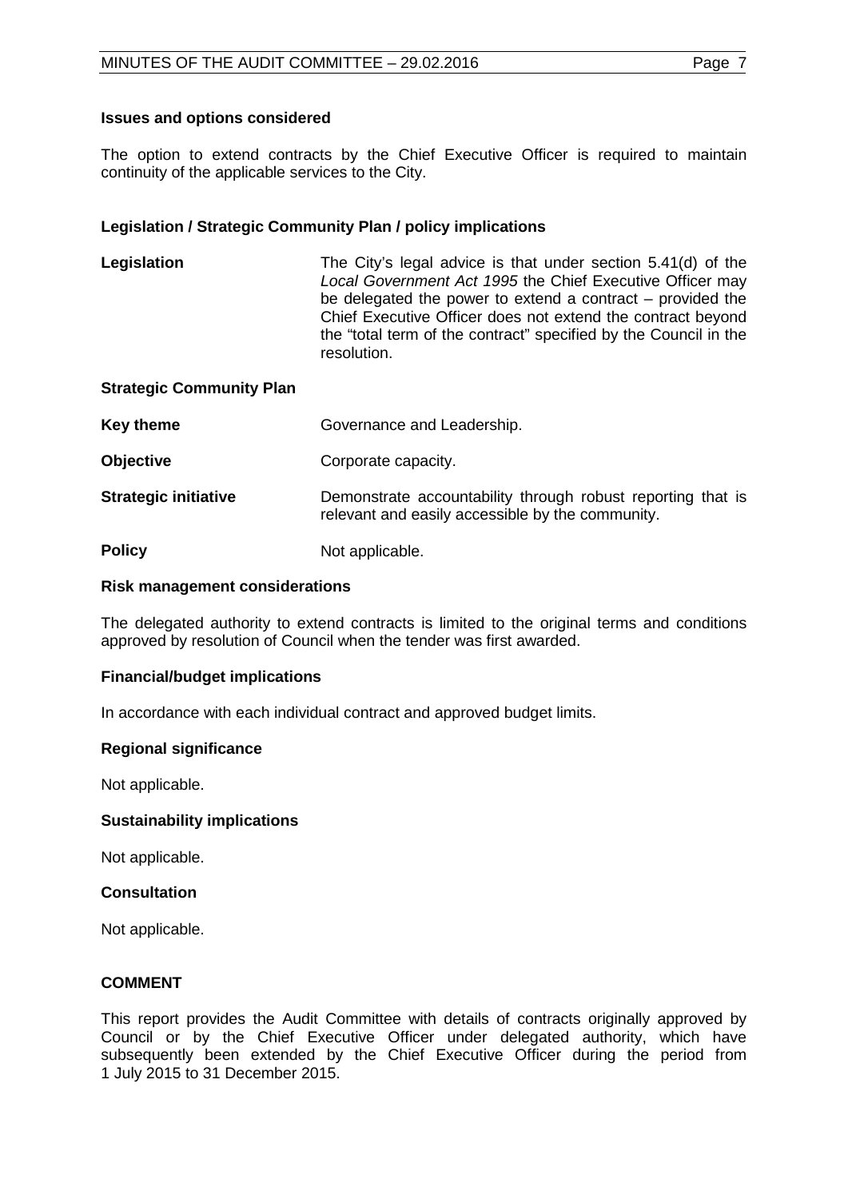**Issues and options considered**

The option to extend contracts by the Chief Executive Officer is required to maintain continuity of the applicable services to the City.

**Legislation / Strategic Community Plan / policy implications**

**Legislation** The City's legal advice is that under section 5.41(d) of the *Local Government Act 1995* the Chief Executive Officer may be delegated the power to extend a contract – provided the Chief Executive Officer does not extend the contract beyond the "total term of the contract" specified by the Council in the resolution.

**Strategic Community Plan**

**Key theme** Governance and Leadership.

**Objective** Corporate capacity.

**Strategic initiative** Demonstrate accountability through robust reporting that is relevant and easily accessible by the community.

**Policy** Not applicable.

**Risk management considerations**

The delegated authority to extend contracts is limited to the original terms and conditions approved by resolution of Council when the tender was first awarded.

**Financial/budget implications**

In accordance with each individual contract and approved budget limits.

**Regional significance**

Not applicable.

**Sustainability implications**

Not applicable.

**Consultation**

Not applicable.

**COMMENT**

This report provides the Audit Committee with details of contracts originally approved by Council or by the Chief Executive Officer under delegated authority, which have subsequently been extended by the Chief Executive Officer during the period from 1 July 2015 to 31 December 2015.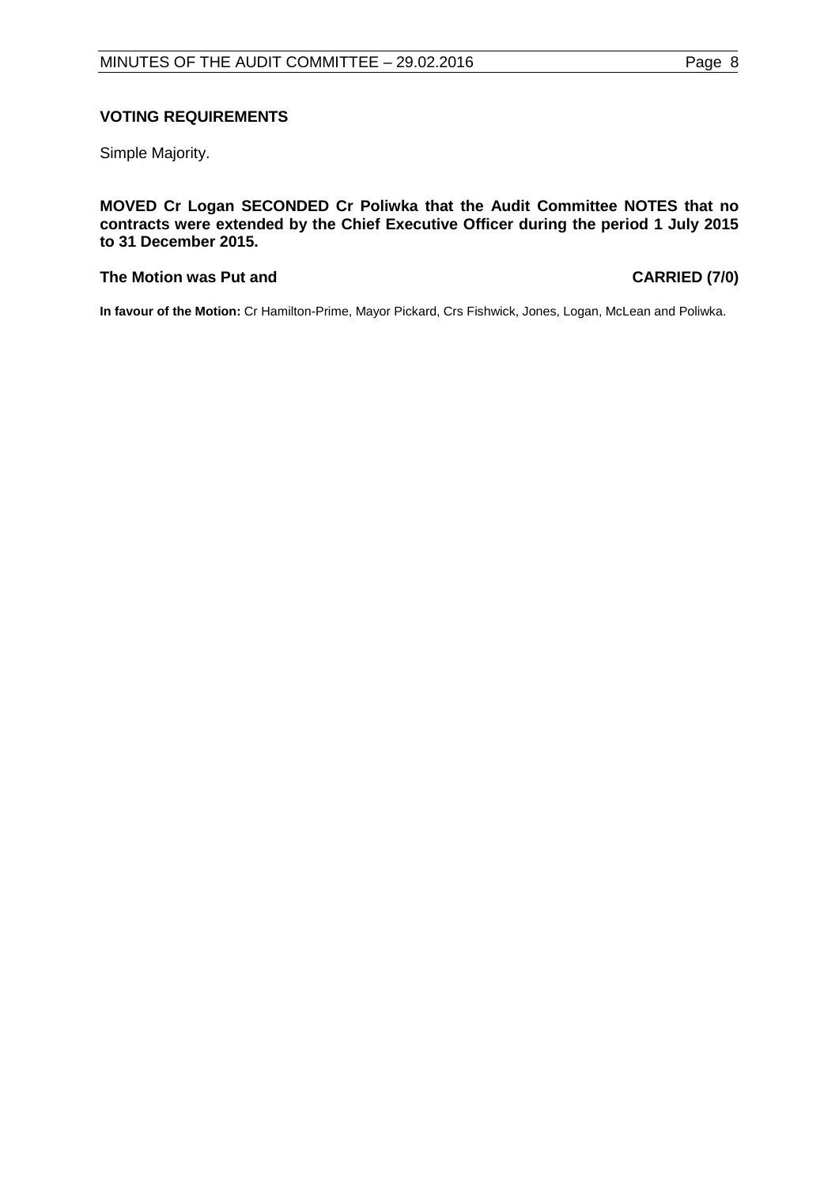**VOTING REQUIREMENTS**

Simple Majority.

**MOVED Cr Logan SECONDED Cr Poliwka that the Audit Committee NOTES that no contracts were extended by the Chief Executive Officer during the period 1 July 2015 to 31 December 2015.**

**The Motion was Put and CARRIED (7/0)**

**In favour of the Motion:** Cr Hamilton-Prime, Mayor Pickard, Crs Fishwick, Jones, Logan, McLean and Poliwka.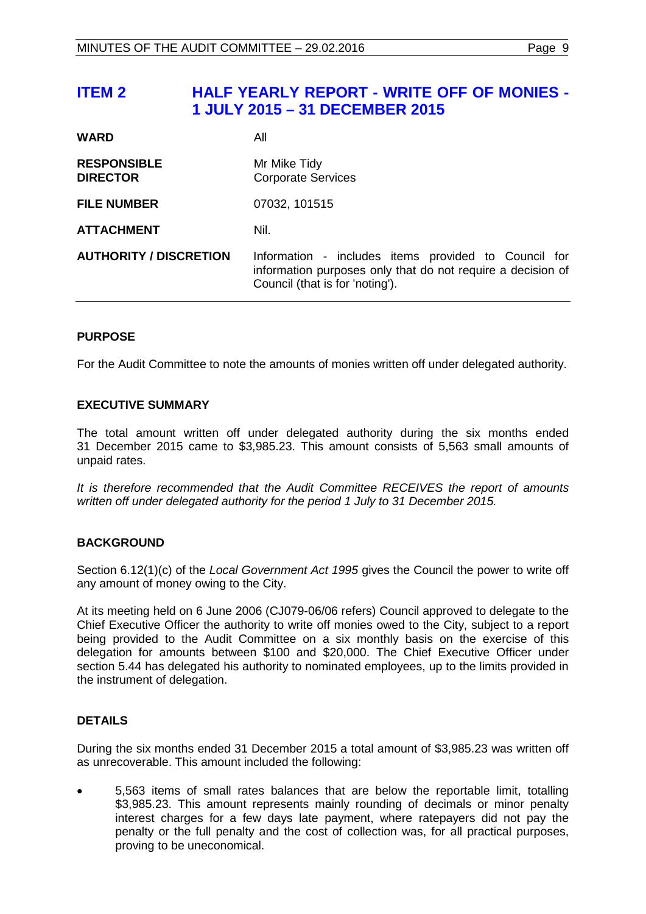# ITEM 2 HALF YEARLY REPORT - WRITE OFF OF MONIES - 1 JULY 2015 – 31 DECEMBER 2015

| | |
|---|---|
| **WARD** | All |
| **RESPONSIBLE DIRECTOR** | Mr Mike Tidy<br>Corporate Services |
| **FILE NUMBER** | 07032, 101515 |
| **ATTACHMENT** | Nil. |
| **AUTHORITY / DISCRETION** | Information - includes items provided to Council for information purposes only that do not require a decision of Council (that is for 'noting'). |

## PURPOSE

For the Audit Committee to note the amounts of monies written off under delegated authority.

## EXECUTIVE SUMMARY

The total amount written off under delegated authority during the six months ended 31 December 2015 came to $3,985.23. This amount consists of 5,563 small amounts of unpaid rates.

*It is therefore recommended that the Audit Committee RECEIVES the report of amounts written off under delegated authority for the period 1 July to 31 December 2015.*

## BACKGROUND

Section 6.12(1)(c) of the *Local Government Act 1995* gives the Council the power to write off any amount of money owing to the City.

At its meeting held on 6 June 2006 (CJ079-06/06 refers) Council approved to delegate to the Chief Executive Officer the authority to write off monies owed to the City, subject to a report being provided to the Audit Committee on a six monthly basis on the exercise of this delegation for amounts between $100 and $20,000. The Chief Executive Officer under section 5.44 has delegated his authority to nominated employees, up to the limits provided in the instrument of delegation.

## DETAILS

During the six months ended 31 December 2015 a total amount of $3,985.23 was written off as unrecoverable. This amount included the following:

- 5,563 items of small rates balances that are below the reportable limit, totalling $3,985.23. This amount represents mainly rounding of decimals or minor penalty interest charges for a few days late payment, where ratepayers did not pay the penalty or the full penalty and the cost of collection was, for all practical purposes, proving to be uneconomical.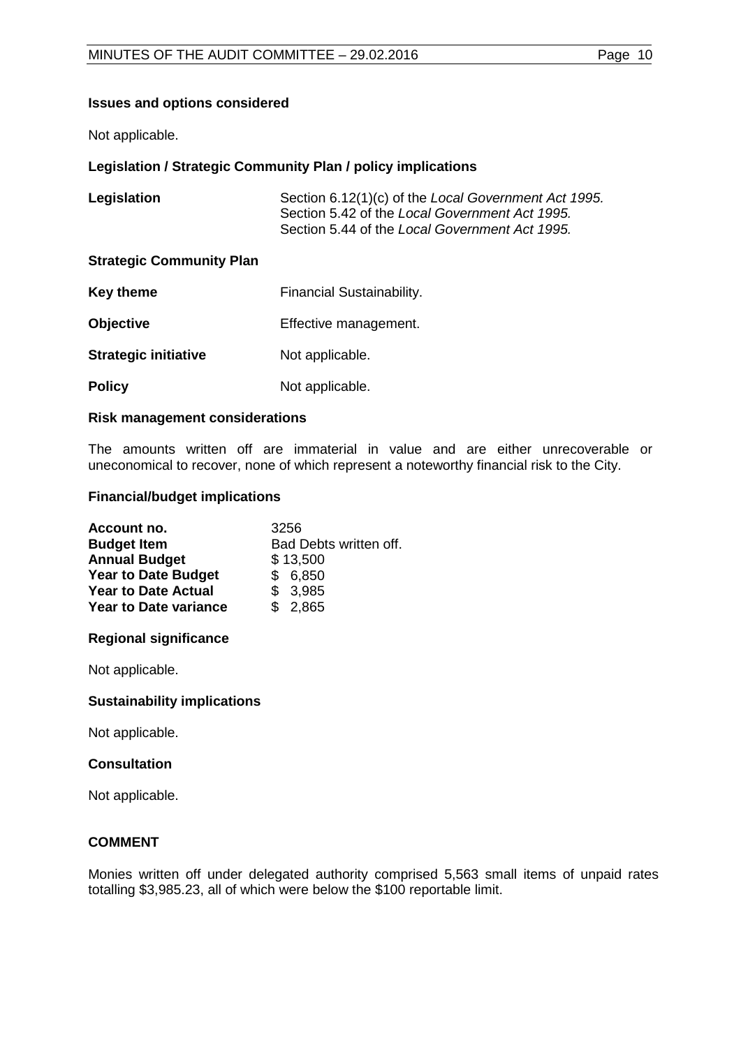**Issues and options considered**

Not applicable.

**Legislation / Strategic Community Plan / policy implications**

| | |
|---|---|
| **Legislation** | Section 6.12(1)(c) of the *Local Government Act 1995.*<br>Section 5.42 of the *Local Government Act 1995.*<br>Section 5.44 of the *Local Government Act 1995.* |

**Strategic Community Plan**

| | |
|---|---|
| **Key theme** | Financial Sustainability. |
| **Objective** | Effective management. |
| **Strategic initiative** | Not applicable. |
| **Policy** | Not applicable. |

**Risk management considerations**

The amounts written off are immaterial in value and are either unrecoverable or uneconomical to recover, none of which represent a noteworthy financial risk to the City.

**Financial/budget implications**

| | |
|---|---|
| **Account no.** | 3256 |
| **Budget Item** | Bad Debts written off. |
| **Annual Budget** | $ 13,500 |
| **Year to Date Budget** | $ 6,850 |
| **Year to Date Actual** | $ 3,985 |
| **Year to Date variance** | $ 2,865 |

**Regional significance**

Not applicable.

**Sustainability implications**

Not applicable.

**Consultation**

Not applicable.

**COMMENT**

Monies written off under delegated authority comprised 5,563 small items of unpaid rates totalling $3,985.23, all of which were below the $100 reportable limit.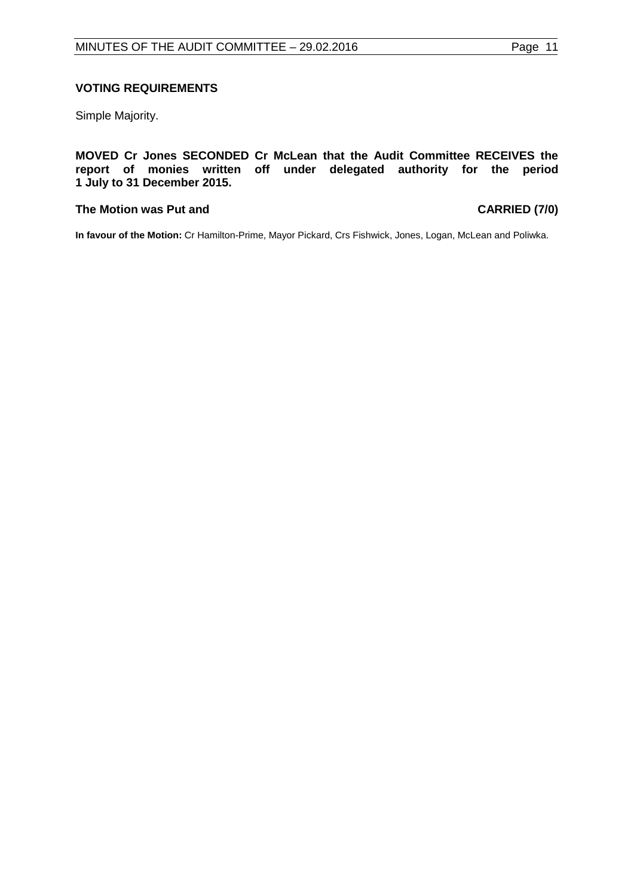**VOTING REQUIREMENTS**

Simple Majority.

**MOVED Cr Jones SECONDED Cr McLean that the Audit Committee RECEIVES the report of monies written off under delegated authority for the period 1 July to 31 December 2015.**

**The Motion was Put and CARRIED (7/0)**

**In favour of the Motion:** Cr Hamilton-Prime, Mayor Pickard, Crs Fishwick, Jones, Logan, McLean and Poliwka.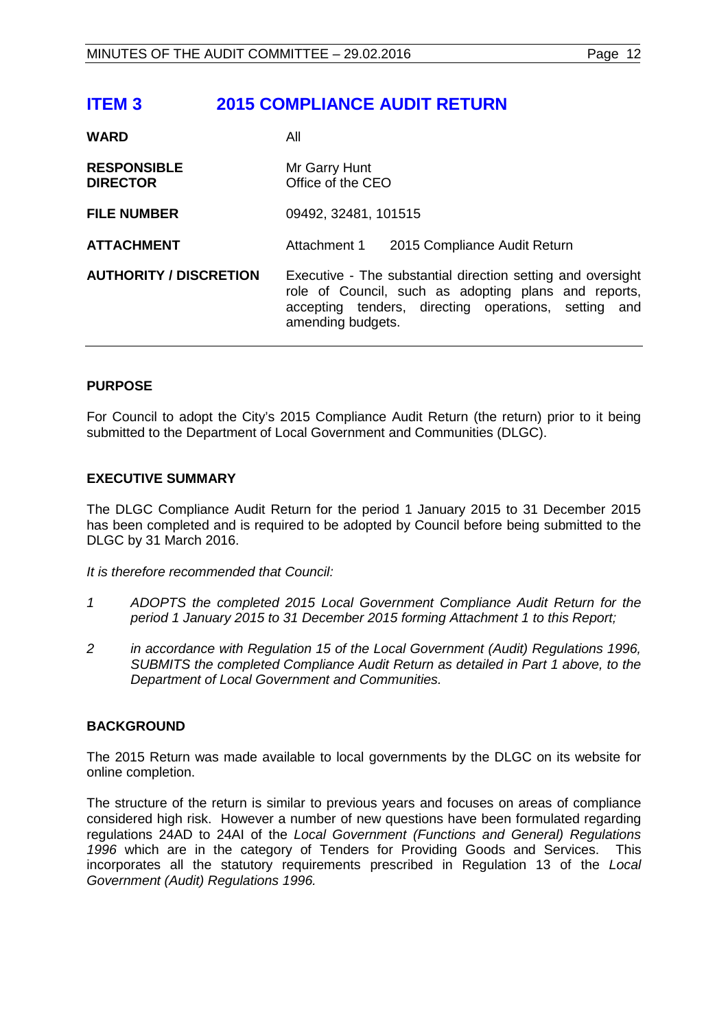# ITEM 3 2015 COMPLIANCE AUDIT RETURN

| | |
|---|---|
| **WARD** | All |
| **RESPONSIBLE DIRECTOR** | Mr Garry Hunt<br>Office of the CEO |
| **FILE NUMBER** | 09492, 32481, 101515 |
| **ATTACHMENT** | Attachment 1 2015 Compliance Audit Return |
| **AUTHORITY / DISCRETION** | Executive - The substantial direction setting and oversight role of Council, such as adopting plans and reports, accepting tenders, directing operations, setting and amending budgets. |

## PURPOSE

For Council to adopt the City's 2015 Compliance Audit Return (the return) prior to it being submitted to the Department of Local Government and Communities (DLGC).

## EXECUTIVE SUMMARY

The DLGC Compliance Audit Return for the period 1 January 2015 to 31 December 2015 has been completed and is required to be adopted by Council before being submitted to the DLGC by 31 March 2016.

*It is therefore recommended that Council:*

1. *ADOPTS the completed 2015 Local Government Compliance Audit Return for the period 1 January 2015 to 31 December 2015 forming Attachment 1 to this Report;*
2. *in accordance with Regulation 15 of the Local Government (Audit) Regulations 1996, SUBMITS the completed Compliance Audit Return as detailed in Part 1 above, to the Department of Local Government and Communities.*

## BACKGROUND

The 2015 Return was made available to local governments by the DLGC on its website for online completion.

The structure of the return is similar to previous years and focuses on areas of compliance considered high risk. However a number of new questions have been formulated regarding regulations 24AD to 24AI of the *Local Government (Functions and General) Regulations 1996* which are in the category of Tenders for Providing Goods and Services. This incorporates all the statutory requirements prescribed in Regulation 13 of the *Local Government (Audit) Regulations 1996.*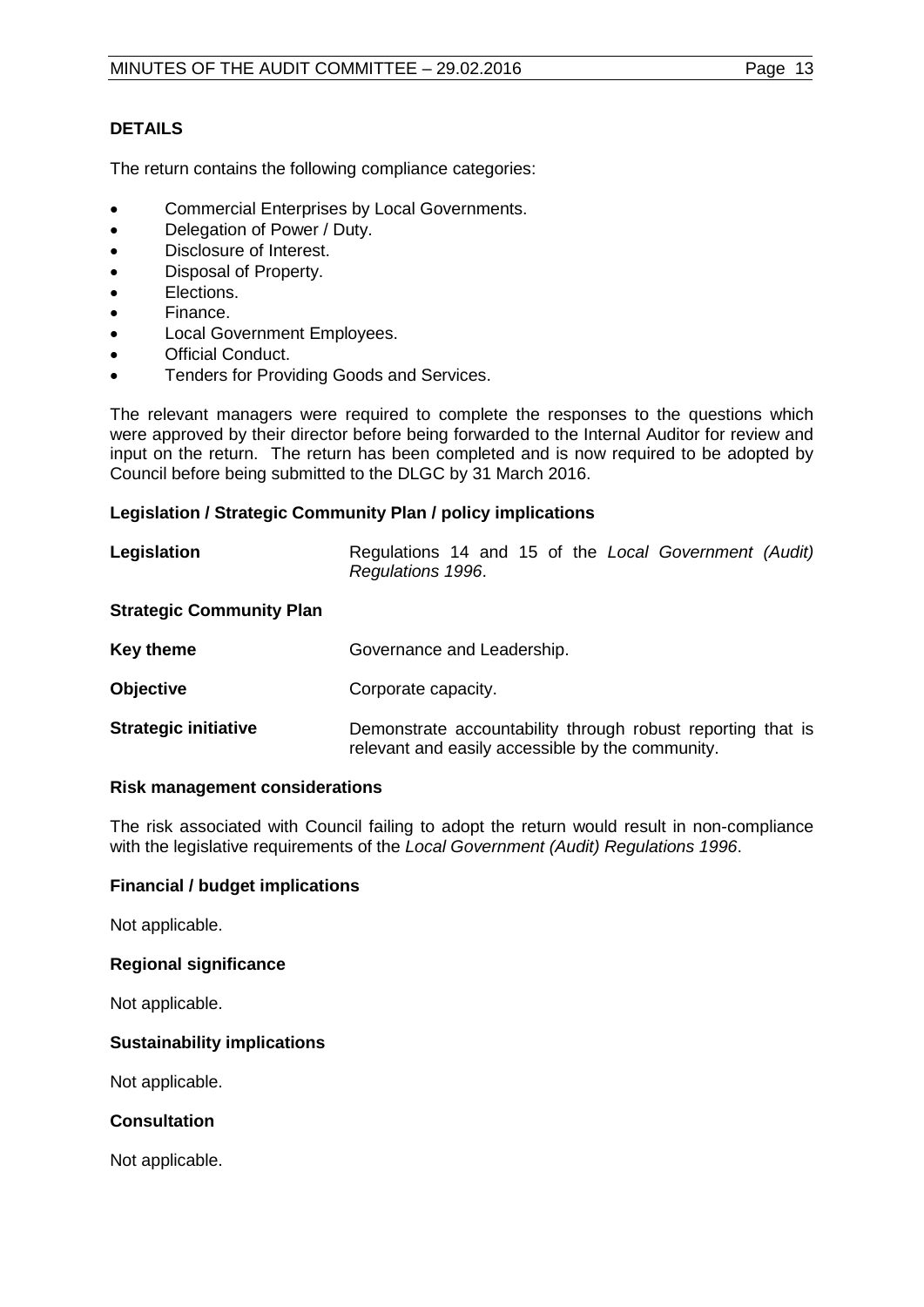**DETAILS**

The return contains the following compliance categories:

- Commercial Enterprises by Local Governments.
- Delegation of Power / Duty.
- Disclosure of Interest.
- Disposal of Property.
- Elections.
- Finance.
- Local Government Employees.
- Official Conduct.
- Tenders for Providing Goods and Services.

The relevant managers were required to complete the responses to the questions which were approved by their director before being forwarded to the Internal Auditor for review and input on the return. The return has been completed and is now required to be adopted by Council before being submitted to the DLGC by 31 March 2016.

**Legislation / Strategic Community Plan / policy implications**

| | |
|---|---|
| **Legislation** | Regulations 14 and 15 of the *Local Government (Audit) Regulations 1996*. |

**Strategic Community Plan**

| | |
|---|---|
| **Key theme** | Governance and Leadership. |
| **Objective** | Corporate capacity. |
| **Strategic initiative** | Demonstrate accountability through robust reporting that is relevant and easily accessible by the community. |

**Risk management considerations**

The risk associated with Council failing to adopt the return would result in non-compliance with the legislative requirements of the *Local Government (Audit) Regulations 1996*.

**Financial / budget implications**

Not applicable.

**Regional significance**

Not applicable.

**Sustainability implications**

Not applicable.

**Consultation**

Not applicable.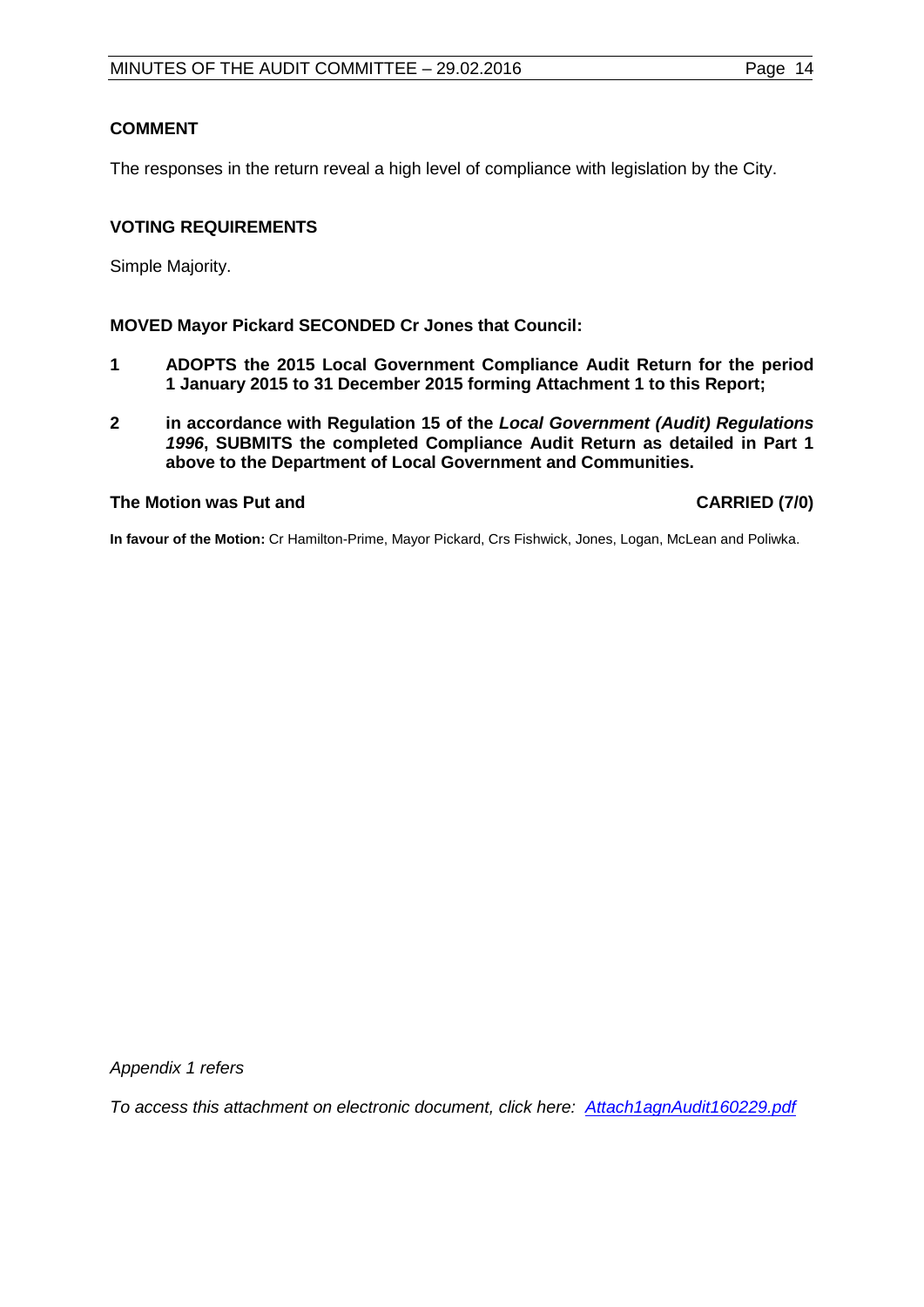## COMMENT

The responses in the return reveal a high level of compliance with legislation by the City.

## VOTING REQUIREMENTS

Simple Majority.

**MOVED Mayor Pickard SECONDED Cr Jones that Council:**

**1 ADOPTS the 2015 Local Government Compliance Audit Return for the period 1 January 2015 to 31 December 2015 forming Attachment 1 to this Report;**

**2 in accordance with Regulation 15 of the *Local Government (Audit) Regulations 1996*, SUBMITS the completed Compliance Audit Return as detailed in Part 1 above to the Department of Local Government and Communities.**

**The Motion was Put and CARRIED (7/0)**

**In favour of the Motion:** Cr Hamilton-Prime, Mayor Pickard, Crs Fishwick, Jones, Logan, McLean and Poliwka.

*Appendix 1 refers*

*To access this attachment on electronic document, click here: Attach1agnAudit160229.pdf*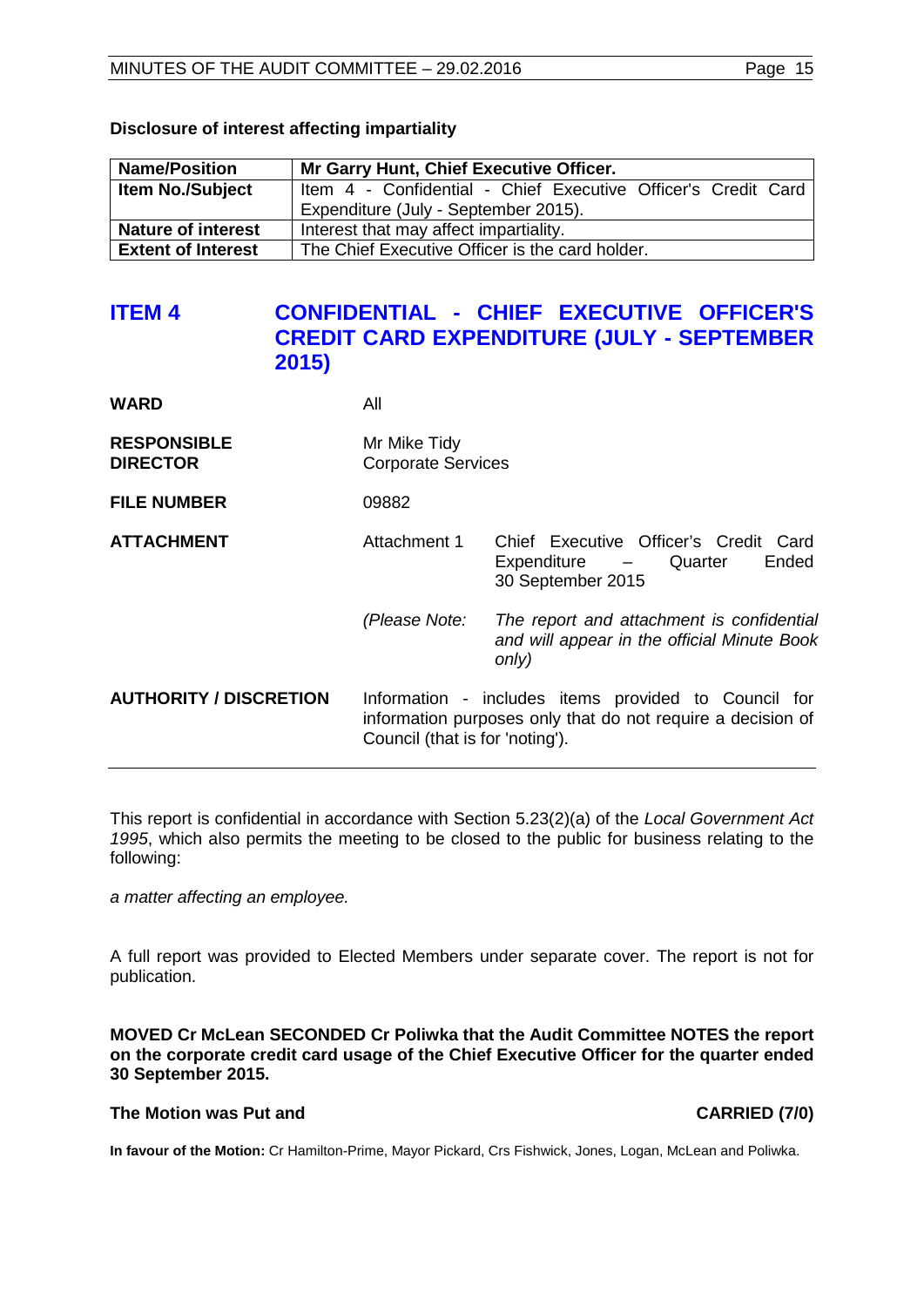**Disclosure of interest affecting impartiality**

| **Name/Position** | **Mr Garry Hunt, Chief Executive Officer.** |
|---|---|
| **Item No./Subject** | Item 4 - Confidential - Chief Executive Officer's Credit Card Expenditure (July - September 2015). |
| **Nature of interest** | Interest that may affect impartiality. |
| **Extent of Interest** | The Chief Executive Officer is the card holder. |

## ITEM 4 CONFIDENTIAL - CHIEF EXECUTIVE OFFICER'S CREDIT CARD EXPENDITURE (JULY - SEPTEMBER 2015)

**WARD** All

**RESPONSIBLE DIRECTOR** Mr Mike Tidy
Corporate Services

**FILE NUMBER** 09882

**ATTACHMENT** Attachment 1 Chief Executive Officer's Credit Card Expenditure – Quarter Ended 30 September 2015

*(Please Note: The report and attachment is confidential and will appear in the official Minute Book only)*

**AUTHORITY / DISCRETION** Information - includes items provided to Council for information purposes only that do not require a decision of Council (that is for 'noting').

---

This report is confidential in accordance with Section 5.23(2)(a) of the *Local Government Act 1995*, which also permits the meeting to be closed to the public for business relating to the following:

*a matter affecting an employee.*

A full report was provided to Elected Members under separate cover. The report is not for publication.

**MOVED Cr McLean SECONDED Cr Poliwka that the Audit Committee NOTES the report on the corporate credit card usage of the Chief Executive Officer for the quarter ended 30 September 2015.**

**The Motion was Put and CARRIED (7/0)**

**In favour of the Motion:** Cr Hamilton-Prime, Mayor Pickard, Crs Fishwick, Jones, Logan, McLean and Poliwka.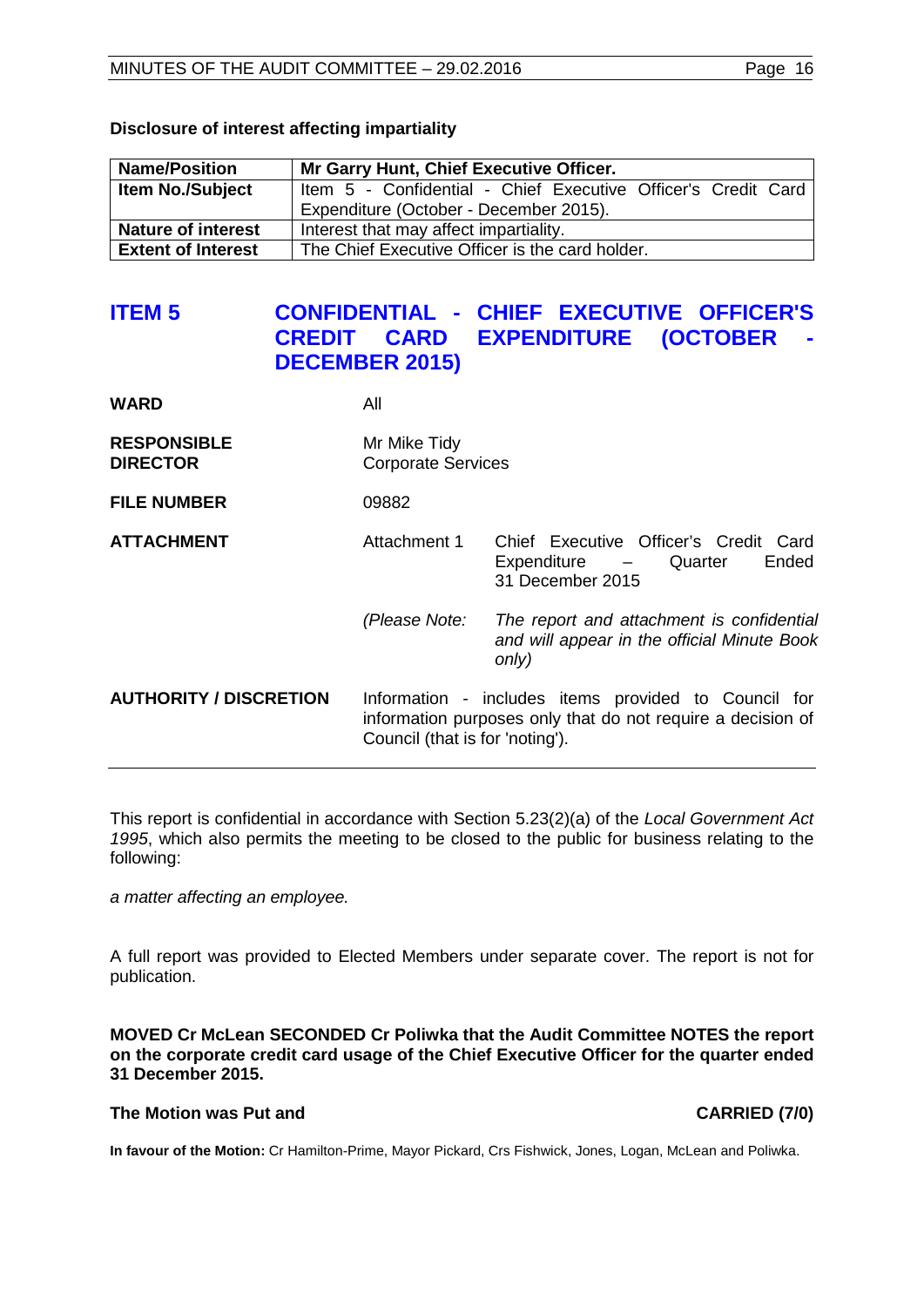**Disclosure of interest affecting impartiality**

| **Name/Position** | **Mr Garry Hunt, Chief Executive Officer.** |
|---|---|
| **Item No./Subject** | Item 5 - Confidential - Chief Executive Officer's Credit Card Expenditure (October - December 2015). |
| **Nature of interest** | Interest that may affect impartiality. |
| **Extent of Interest** | The Chief Executive Officer is the card holder. |

## ITEM 5 CONFIDENTIAL - CHIEF EXECUTIVE OFFICER'S CREDIT CARD EXPENDITURE (OCTOBER - DECEMBER 2015)

| | |
|---|---|
| **WARD** | All |
| **RESPONSIBLE DIRECTOR** | Mr Mike Tidy<br>Corporate Services |
| **FILE NUMBER** | 09882 |
| **ATTACHMENT** | Attachment 1 Chief Executive Officer's Credit Card Expenditure – Quarter Ended 31 December 2015<br><br>*(Please Note: The report and attachment is confidential and will appear in the official Minute Book only)* |
| **AUTHORITY / DISCRETION** | Information - includes items provided to Council for information purposes only that do not require a decision of Council (that is for 'noting'). |

This report is confidential in accordance with Section 5.23(2)(a) of the *Local Government Act 1995*, which also permits the meeting to be closed to the public for business relating to the following:

*a matter affecting an employee.*

A full report was provided to Elected Members under separate cover. The report is not for publication.

**MOVED Cr McLean SECONDED Cr Poliwka that the Audit Committee NOTES the report on the corporate credit card usage of the Chief Executive Officer for the quarter ended 31 December 2015.**

**The Motion was Put and CARRIED (7/0)**

**In favour of the Motion:** Cr Hamilton-Prime, Mayor Pickard, Crs Fishwick, Jones, Logan, McLean and Poliwka.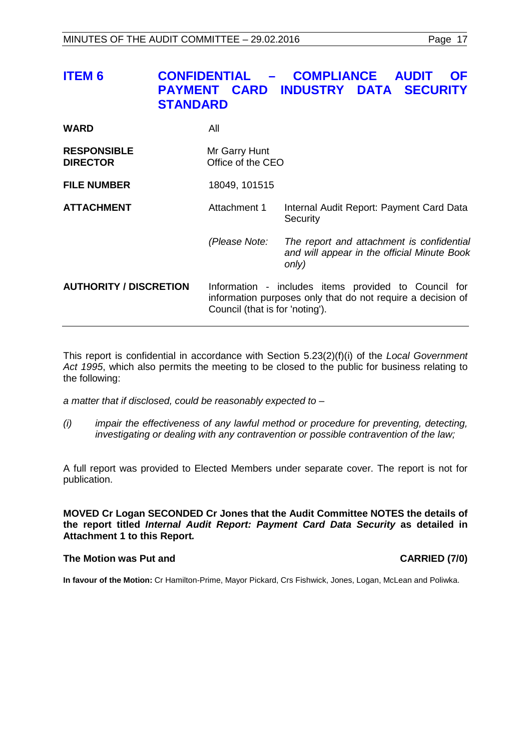## ITEM 6 CONFIDENTIAL – COMPLIANCE AUDIT OF PAYMENT CARD INDUSTRY DATA SECURITY STANDARD

| | | |
|---|---|---|
| **WARD** | All | |
| **RESPONSIBLE DIRECTOR** | Mr Garry Hunt<br>Office of the CEO | |
| **FILE NUMBER** | 18049, 101515 | |
| **ATTACHMENT** | Attachment 1 | Internal Audit Report: Payment Card Data Security |
| | *(Please Note:* | *The report and attachment is confidential and will appear in the official Minute Book only)* |
| **AUTHORITY / DISCRETION** | Information - includes items provided to Council for information purposes only that do not require a decision of Council (that is for 'noting'). | |

This report is confidential in accordance with Section 5.23(2)(f)(i) of the *Local Government Act 1995*, which also permits the meeting to be closed to the public for business relating to the following:

*a matter that if disclosed, could be reasonably expected to –*

*(i) impair the effectiveness of any lawful method or procedure for preventing, detecting, investigating or dealing with any contravention or possible contravention of the law;*

A full report was provided to Elected Members under separate cover. The report is not for publication.

**MOVED Cr Logan SECONDED Cr Jones that the Audit Committee NOTES the details of the report titled *Internal Audit Report: Payment Card Data Security* as detailed in Attachment 1 to this Report.**

**The Motion was Put and CARRIED (7/0)**

**In favour of the Motion:** Cr Hamilton-Prime, Mayor Pickard, Crs Fishwick, Jones, Logan, McLean and Poliwka.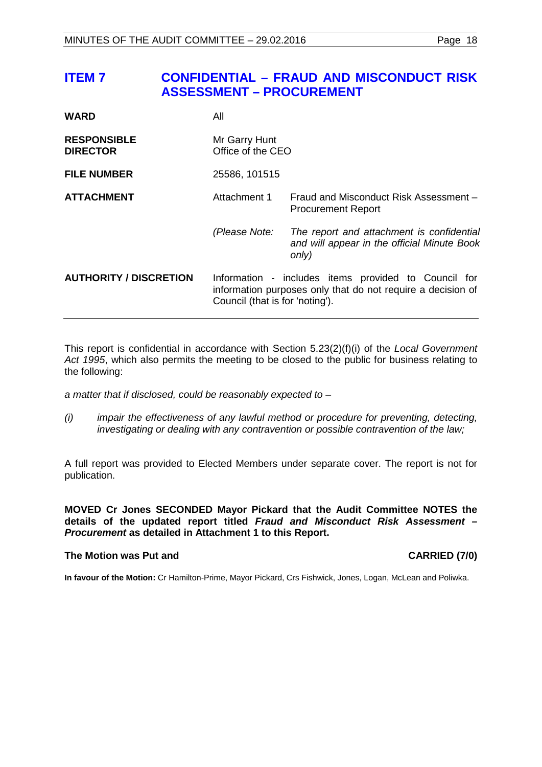# ITEM 7 CONFIDENTIAL – FRAUD AND MISCONDUCT RISK ASSESSMENT – PROCUREMENT

| | | |
|---|---|---|
| **WARD** | All | |
| **RESPONSIBLE DIRECTOR** | Mr Garry Hunt<br>Office of the CEO | |
| **FILE NUMBER** | 25586, 101515 | |
| **ATTACHMENT** | Attachment 1 | Fraud and Misconduct Risk Assessment – Procurement Report |
| | *(Please Note:* | *The report and attachment is confidential and will appear in the official Minute Book only)* |
| **AUTHORITY / DISCRETION** | Information - includes items provided to Council for information purposes only that do not require a decision of Council (that is for 'noting'). | |

This report is confidential in accordance with Section 5.23(2)(f)(i) of the *Local Government Act 1995*, which also permits the meeting to be closed to the public for business relating to the following:

*a matter that if disclosed, could be reasonably expected to –*

*(i) impair the effectiveness of any lawful method or procedure for preventing, detecting, investigating or dealing with any contravention or possible contravention of the law;*

A full report was provided to Elected Members under separate cover. The report is not for publication.

**MOVED Cr Jones SECONDED Mayor Pickard that the Audit Committee NOTES the details of the updated report titled *Fraud and Misconduct Risk Assessment – Procurement* as detailed in Attachment 1 to this Report.**

**The Motion was Put and CARRIED (7/0)**

**In favour of the Motion:** Cr Hamilton-Prime, Mayor Pickard, Crs Fishwick, Jones, Logan, McLean and Poliwka.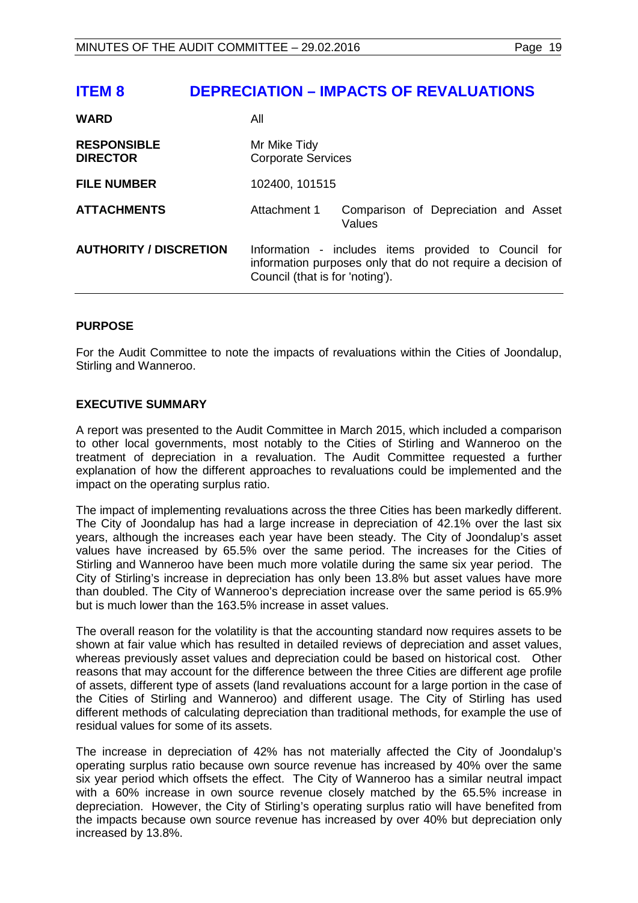# ITEM 8 DEPRECIATION – IMPACTS OF REVALUATIONS

| | | |
|---|---|---|
| **WARD** | All | |
| **RESPONSIBLE DIRECTOR** | Mr Mike Tidy<br>Corporate Services | |
| **FILE NUMBER** | 102400, 101515 | |
| **ATTACHMENTS** | Attachment 1 | Comparison of Depreciation and Asset Values |
| **AUTHORITY / DISCRETION** | Information - includes items provided to Council for information purposes only that do not require a decision of Council (that is for 'noting'). | |

## PURPOSE

For the Audit Committee to note the impacts of revaluations within the Cities of Joondalup, Stirling and Wanneroo.

## EXECUTIVE SUMMARY

A report was presented to the Audit Committee in March 2015, which included a comparison to other local governments, most notably to the Cities of Stirling and Wanneroo on the treatment of depreciation in a revaluation. The Audit Committee requested a further explanation of how the different approaches to revaluations could be implemented and the impact on the operating surplus ratio.

The impact of implementing revaluations across the three Cities has been markedly different. The City of Joondalup has had a large increase in depreciation of 42.1% over the last six years, although the increases each year have been steady. The City of Joondalup's asset values have increased by 65.5% over the same period. The increases for the Cities of Stirling and Wanneroo have been much more volatile during the same six year period. The City of Stirling's increase in depreciation has only been 13.8% but asset values have more than doubled. The City of Wanneroo's depreciation increase over the same period is 65.9% but is much lower than the 163.5% increase in asset values.

The overall reason for the volatility is that the accounting standard now requires assets to be shown at fair value which has resulted in detailed reviews of depreciation and asset values, whereas previously asset values and depreciation could be based on historical cost. Other reasons that may account for the difference between the three Cities are different age profile of assets, different type of assets (land revaluations account for a large portion in the case of the Cities of Stirling and Wanneroo) and different usage. The City of Stirling has used different methods of calculating depreciation than traditional methods, for example the use of residual values for some of its assets.

The increase in depreciation of 42% has not materially affected the City of Joondalup's operating surplus ratio because own source revenue has increased by 40% over the same six year period which offsets the effect. The City of Wanneroo has a similar neutral impact with a 60% increase in own source revenue closely matched by the 65.5% increase in depreciation. However, the City of Stirling's operating surplus ratio will have benefited from the impacts because own source revenue has increased by over 40% but depreciation only increased by 13.8%.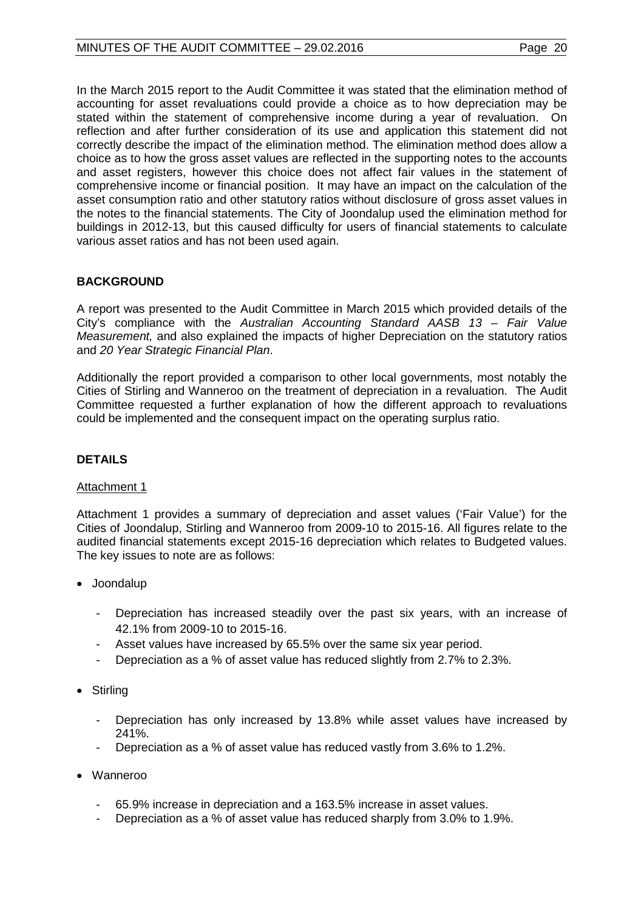In the March 2015 report to the Audit Committee it was stated that the elimination method of accounting for asset revaluations could provide a choice as to how depreciation may be stated within the statement of comprehensive income during a year of revaluation. On reflection and after further consideration of its use and application this statement did not correctly describe the impact of the elimination method. The elimination method does allow a choice as to how the gross asset values are reflected in the supporting notes to the accounts and asset registers, however this choice does not affect fair values in the statement of comprehensive income or financial position. It may have an impact on the calculation of the asset consumption ratio and other statutory ratios without disclosure of gross asset values in the notes to the financial statements. The City of Joondalup used the elimination method for buildings in 2012-13, but this caused difficulty for users of financial statements to calculate various asset ratios and has not been used again.

## BACKGROUND

A report was presented to the Audit Committee in March 2015 which provided details of the City's compliance with the *Australian Accounting Standard AASB 13 – Fair Value Measurement,* and also explained the impacts of higher Depreciation on the statutory ratios and *20 Year Strategic Financial Plan*.

Additionally the report provided a comparison to other local governments, most notably the Cities of Stirling and Wanneroo on the treatment of depreciation in a revaluation. The Audit Committee requested a further explanation of how the different approach to revaluations could be implemented and the consequent impact on the operating surplus ratio.

## DETAILS

Attachment 1

Attachment 1 provides a summary of depreciation and asset values ('Fair Value') for the Cities of Joondalup, Stirling and Wanneroo from 2009-10 to 2015-16. All figures relate to the audited financial statements except 2015-16 depreciation which relates to Budgeted values. The key issues to note are as follows:

- Joondalup
  - Depreciation has increased steadily over the past six years, with an increase of 42.1% from 2009-10 to 2015-16.
  - Asset values have increased by 65.5% over the same six year period.
  - Depreciation as a % of asset value has reduced slightly from 2.7% to 2.3%.
- Stirling
  - Depreciation has only increased by 13.8% while asset values have increased by 241%.
  - Depreciation as a % of asset value has reduced vastly from 3.6% to 1.2%.
- Wanneroo
  - 65.9% increase in depreciation and a 163.5% increase in asset values.
  - Depreciation as a % of asset value has reduced sharply from 3.0% to 1.9%.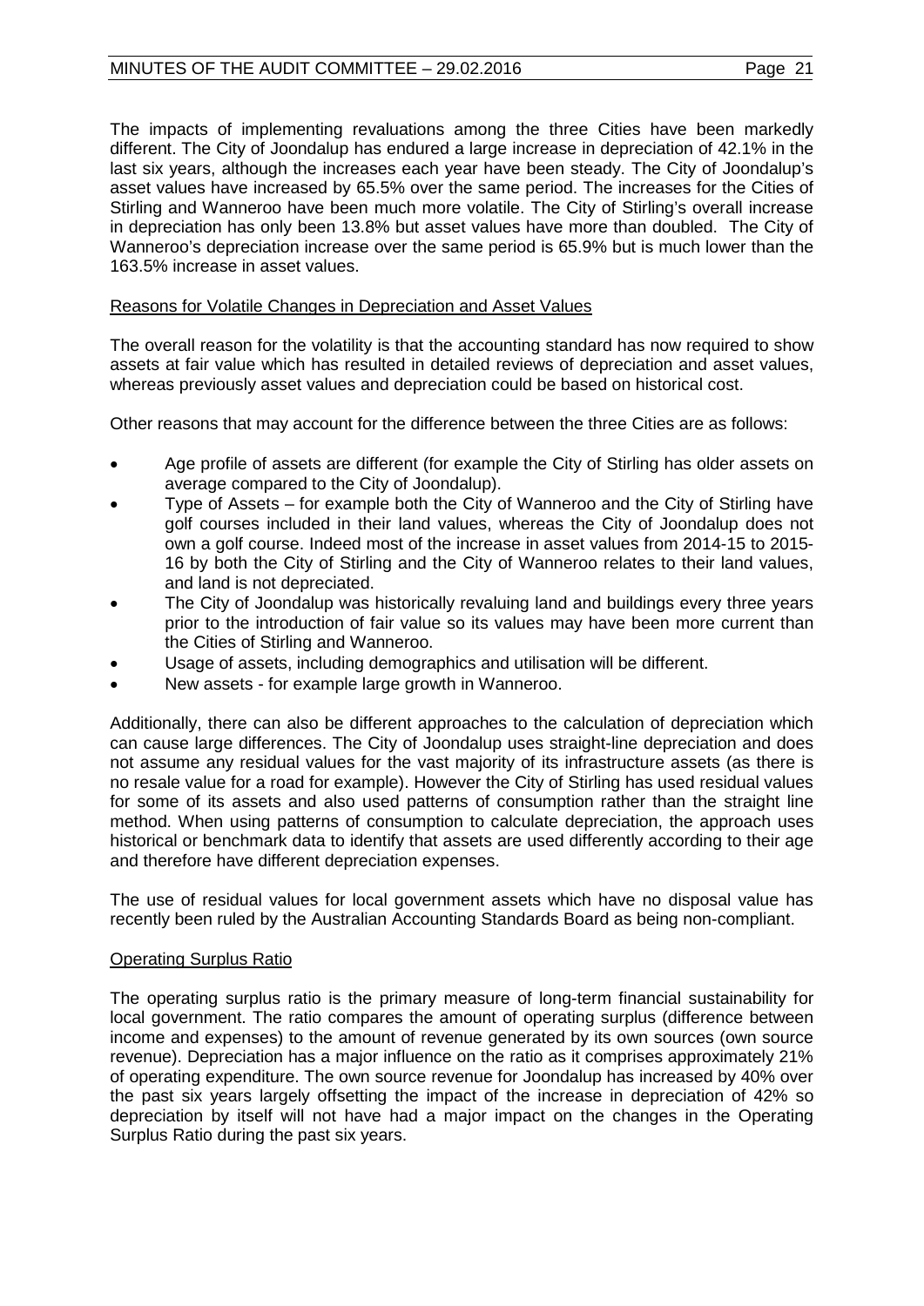The impacts of implementing revaluations among the three Cities have been markedly different. The City of Joondalup has endured a large increase in depreciation of 42.1% in the last six years, although the increases each year have been steady. The City of Joondalup's asset values have increased by 65.5% over the same period. The increases for the Cities of Stirling and Wanneroo have been much more volatile. The City of Stirling's overall increase in depreciation has only been 13.8% but asset values have more than doubled. The City of Wanneroo's depreciation increase over the same period is 65.9% but is much lower than the 163.5% increase in asset values.

<u>Reasons for Volatile Changes in Depreciation and Asset Values</u>

The overall reason for the volatility is that the accounting standard has now required to show assets at fair value which has resulted in detailed reviews of depreciation and asset values, whereas previously asset values and depreciation could be based on historical cost.

Other reasons that may account for the difference between the three Cities are as follows:

- Age profile of assets are different (for example the City of Stirling has older assets on average compared to the City of Joondalup).
- Type of Assets – for example both the City of Wanneroo and the City of Stirling have golf courses included in their land values, whereas the City of Joondalup does not own a golf course. Indeed most of the increase in asset values from 2014-15 to 2015-16 by both the City of Stirling and the City of Wanneroo relates to their land values, and land is not depreciated.
- The City of Joondalup was historically revaluing land and buildings every three years prior to the introduction of fair value so its values may have been more current than the Cities of Stirling and Wanneroo.
- Usage of assets, including demographics and utilisation will be different.
- New assets - for example large growth in Wanneroo.

Additionally, there can also be different approaches to the calculation of depreciation which can cause large differences. The City of Joondalup uses straight-line depreciation and does not assume any residual values for the vast majority of its infrastructure assets (as there is no resale value for a road for example). However the City of Stirling has used residual values for some of its assets and also used patterns of consumption rather than the straight line method. When using patterns of consumption to calculate depreciation, the approach uses historical or benchmark data to identify that assets are used differently according to their age and therefore have different depreciation expenses.

The use of residual values for local government assets which have no disposal value has recently been ruled by the Australian Accounting Standards Board as being non-compliant.

<u>Operating Surplus Ratio</u>

The operating surplus ratio is the primary measure of long-term financial sustainability for local government. The ratio compares the amount of operating surplus (difference between income and expenses) to the amount of revenue generated by its own sources (own source revenue). Depreciation has a major influence on the ratio as it comprises approximately 21% of operating expenditure. The own source revenue for Joondalup has increased by 40% over the past six years largely offsetting the impact of the increase in depreciation of 42% so depreciation by itself will not have had a major impact on the changes in the Operating Surplus Ratio during the past six years.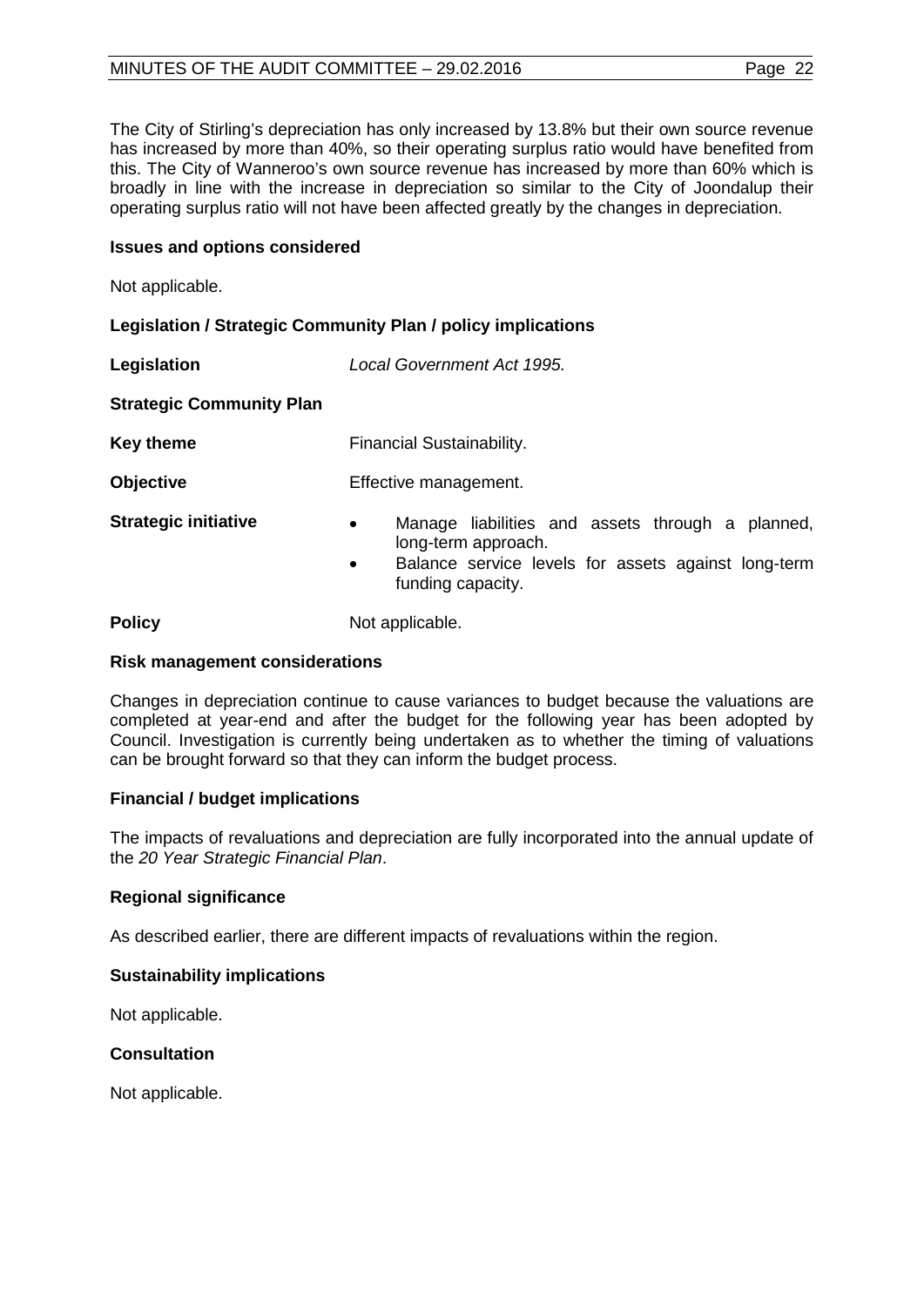The City of Stirling's depreciation has only increased by 13.8% but their own source revenue has increased by more than 40%, so their operating surplus ratio would have benefited from this. The City of Wanneroo's own source revenue has increased by more than 60% which is broadly in line with the increase in depreciation so similar to the City of Joondalup their operating surplus ratio will not have been affected greatly by the changes in depreciation.

**Issues and options considered**

Not applicable.

**Legislation / Strategic Community Plan / policy implications**

| | |
|---|---|
| **Legislation** | *Local Government Act 1995.* |
| **Strategic Community Plan** | |
| **Key theme** | Financial Sustainability. |
| **Objective** | Effective management. |
| **Strategic initiative** | • Manage liabilities and assets through a planned, long-term approach.<br>• Balance service levels for assets against long-term funding capacity. |
| **Policy** | Not applicable. |

**Risk management considerations**

Changes in depreciation continue to cause variances to budget because the valuations are completed at year-end and after the budget for the following year has been adopted by Council. Investigation is currently being undertaken as to whether the timing of valuations can be brought forward so that they can inform the budget process.

**Financial / budget implications**

The impacts of revaluations and depreciation are fully incorporated into the annual update of the *20 Year Strategic Financial Plan*.

**Regional significance**

As described earlier, there are different impacts of revaluations within the region.

**Sustainability implications**

Not applicable.

**Consultation**

Not applicable.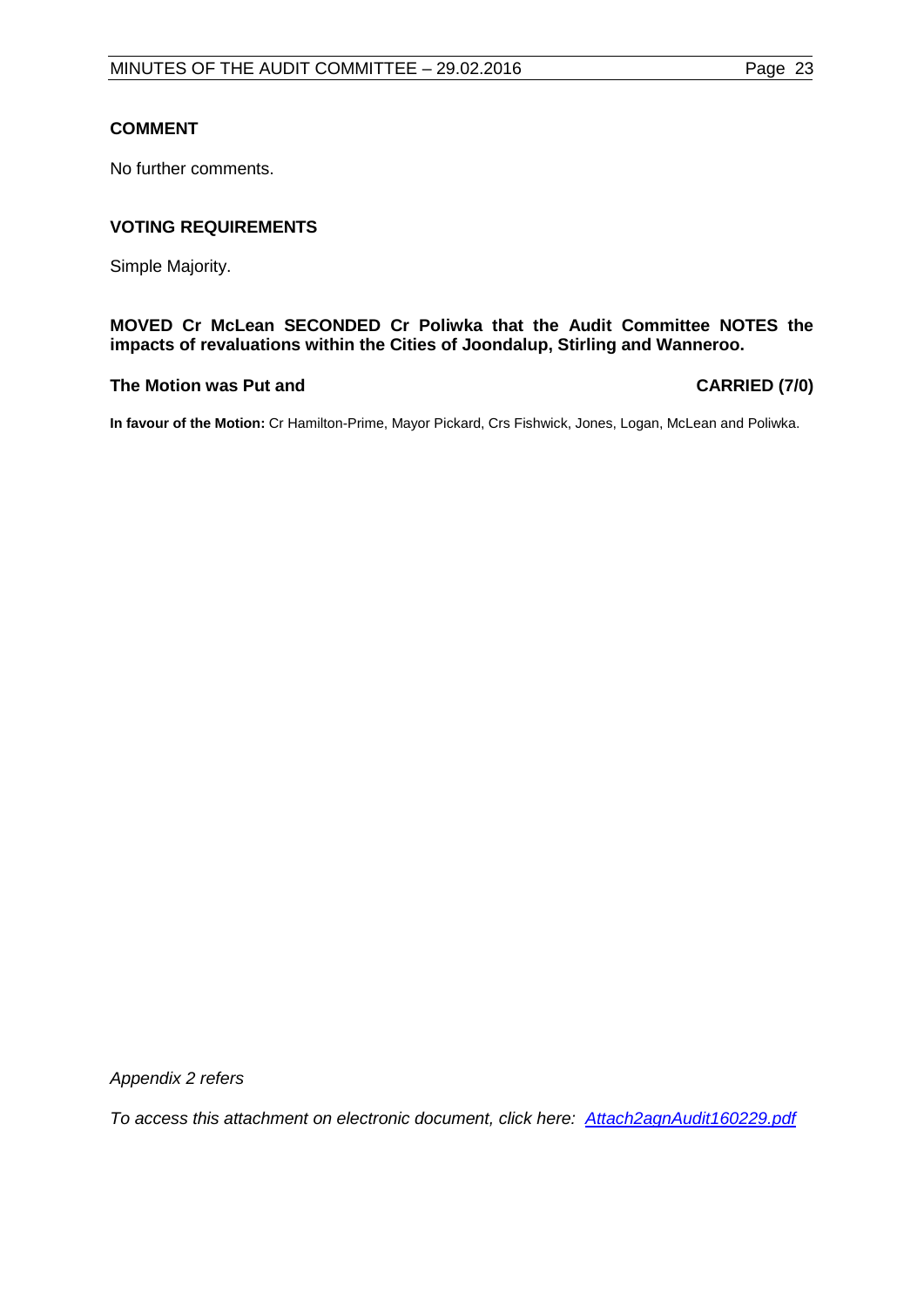**COMMENT**

No further comments.

**VOTING REQUIREMENTS**

Simple Majority.

**MOVED Cr McLean SECONDED Cr Poliwka that the Audit Committee NOTES the impacts of revaluations within the Cities of Joondalup, Stirling and Wanneroo.**

**The Motion was Put and CARRIED (7/0)**

**In favour of the Motion:** Cr Hamilton-Prime, Mayor Pickard, Crs Fishwick, Jones, Logan, McLean and Poliwka.

*Appendix 2 refers*

*To access this attachment on electronic document, click here: Attach2agnAudit160229.pdf*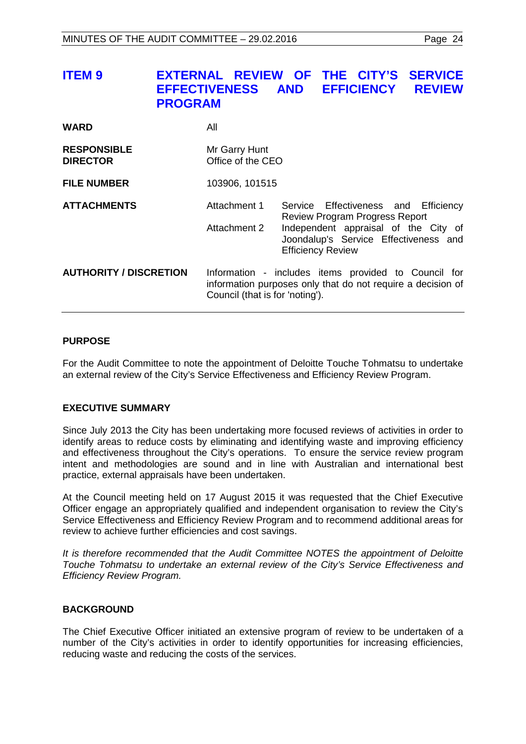## ITEM 9 EXTERNAL REVIEW OF THE CITY'S SERVICE EFFECTIVENESS AND EFFICIENCY REVIEW PROGRAM

| | | |
|---|---|---|
| **WARD** | All | |
| **RESPONSIBLE DIRECTOR** | Mr Garry Hunt<br>Office of the CEO | |
| **FILE NUMBER** | 103906, 101515 | |
| **ATTACHMENTS** | Attachment 1 | Service Effectiveness and Efficiency Review Program Progress Report |
| | Attachment 2 | Independent appraisal of the City of Joondalup's Service Effectiveness and Efficiency Review |
| **AUTHORITY / DISCRETION** | Information - includes items provided to Council for information purposes only that do not require a decision of Council (that is for 'noting'). | |

**PURPOSE**

For the Audit Committee to note the appointment of Deloitte Touche Tohmatsu to undertake an external review of the City's Service Effectiveness and Efficiency Review Program.

**EXECUTIVE SUMMARY**

Since July 2013 the City has been undertaking more focused reviews of activities in order to identify areas to reduce costs by eliminating and identifying waste and improving efficiency and effectiveness throughout the City's operations. To ensure the service review program intent and methodologies are sound and in line with Australian and international best practice, external appraisals have been undertaken.

At the Council meeting held on 17 August 2015 it was requested that the Chief Executive Officer engage an appropriately qualified and independent organisation to review the City's Service Effectiveness and Efficiency Review Program and to recommend additional areas for review to achieve further efficiencies and cost savings.

*It is therefore recommended that the Audit Committee NOTES the appointment of Deloitte Touche Tohmatsu to undertake an external review of the City's Service Effectiveness and Efficiency Review Program.*

**BACKGROUND**

The Chief Executive Officer initiated an extensive program of review to be undertaken of a number of the City's activities in order to identify opportunities for increasing efficiencies, reducing waste and reducing the costs of the services.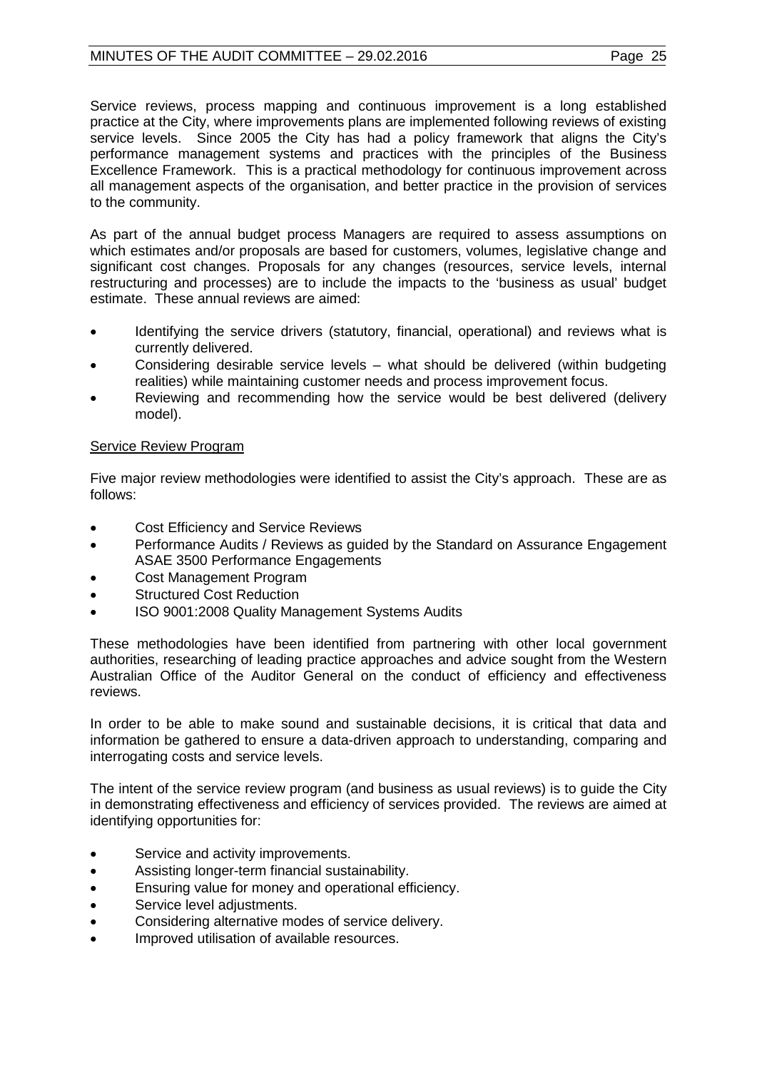Service reviews, process mapping and continuous improvement is a long established practice at the City, where improvements plans are implemented following reviews of existing service levels. Since 2005 the City has had a policy framework that aligns the City's performance management systems and practices with the principles of the Business Excellence Framework. This is a practical methodology for continuous improvement across all management aspects of the organisation, and better practice in the provision of services to the community.

As part of the annual budget process Managers are required to assess assumptions on which estimates and/or proposals are based for customers, volumes, legislative change and significant cost changes. Proposals for any changes (resources, service levels, internal restructuring and processes) are to include the impacts to the 'business as usual' budget estimate. These annual reviews are aimed:

- Identifying the service drivers (statutory, financial, operational) and reviews what is currently delivered.
- Considering desirable service levels – what should be delivered (within budgeting realities) while maintaining customer needs and process improvement focus.
- Reviewing and recommending how the service would be best delivered (delivery model).

Service Review Program

Five major review methodologies were identified to assist the City's approach. These are as follows:

- Cost Efficiency and Service Reviews
- Performance Audits / Reviews as guided by the Standard on Assurance Engagement ASAE 3500 Performance Engagements
- Cost Management Program
- Structured Cost Reduction
- ISO 9001:2008 Quality Management Systems Audits

These methodologies have been identified from partnering with other local government authorities, researching of leading practice approaches and advice sought from the Western Australian Office of the Auditor General on the conduct of efficiency and effectiveness reviews.

In order to be able to make sound and sustainable decisions, it is critical that data and information be gathered to ensure a data-driven approach to understanding, comparing and interrogating costs and service levels.

The intent of the service review program (and business as usual reviews) is to guide the City in demonstrating effectiveness and efficiency of services provided. The reviews are aimed at identifying opportunities for:

- Service and activity improvements.
- Assisting longer-term financial sustainability.
- Ensuring value for money and operational efficiency.
- Service level adjustments.
- Considering alternative modes of service delivery.
- Improved utilisation of available resources.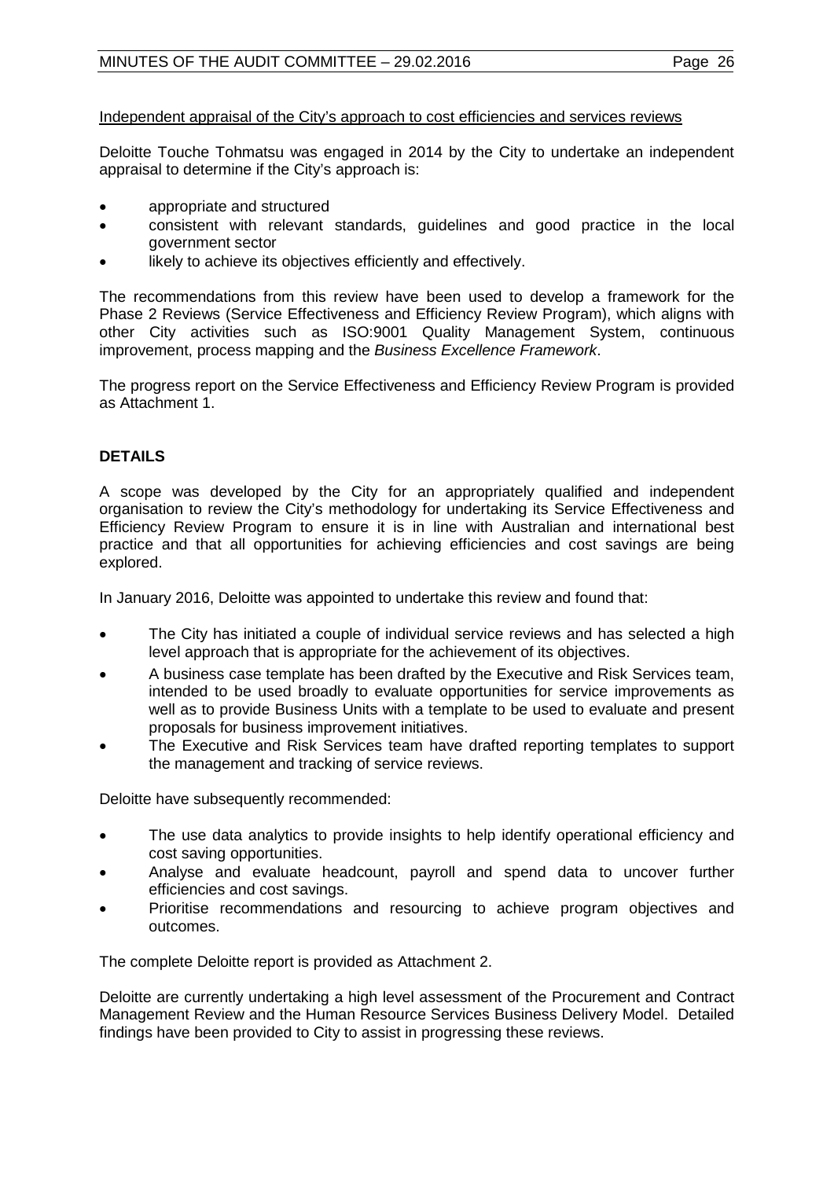Independent appraisal of the City's approach to cost efficiencies and services reviews

Deloitte Touche Tohmatsu was engaged in 2014 by the City to undertake an independent appraisal to determine if the City's approach is:

- appropriate and structured
- consistent with relevant standards, guidelines and good practice in the local government sector
- likely to achieve its objectives efficiently and effectively.

The recommendations from this review have been used to develop a framework for the Phase 2 Reviews (Service Effectiveness and Efficiency Review Program), which aligns with other City activities such as ISO:9001 Quality Management System, continuous improvement, process mapping and the *Business Excellence Framework*.

The progress report on the Service Effectiveness and Efficiency Review Program is provided as Attachment 1.

## DETAILS

A scope was developed by the City for an appropriately qualified and independent organisation to review the City's methodology for undertaking its Service Effectiveness and Efficiency Review Program to ensure it is in line with Australian and international best practice and that all opportunities for achieving efficiencies and cost savings are being explored.

In January 2016, Deloitte was appointed to undertake this review and found that:

- The City has initiated a couple of individual service reviews and has selected a high level approach that is appropriate for the achievement of its objectives.
- A business case template has been drafted by the Executive and Risk Services team, intended to be used broadly to evaluate opportunities for service improvements as well as to provide Business Units with a template to be used to evaluate and present proposals for business improvement initiatives.
- The Executive and Risk Services team have drafted reporting templates to support the management and tracking of service reviews.

Deloitte have subsequently recommended:

- The use data analytics to provide insights to help identify operational efficiency and cost saving opportunities.
- Analyse and evaluate headcount, payroll and spend data to uncover further efficiencies and cost savings.
- Prioritise recommendations and resourcing to achieve program objectives and outcomes.

The complete Deloitte report is provided as Attachment 2.

Deloitte are currently undertaking a high level assessment of the Procurement and Contract Management Review and the Human Resource Services Business Delivery Model. Detailed findings have been provided to City to assist in progressing these reviews.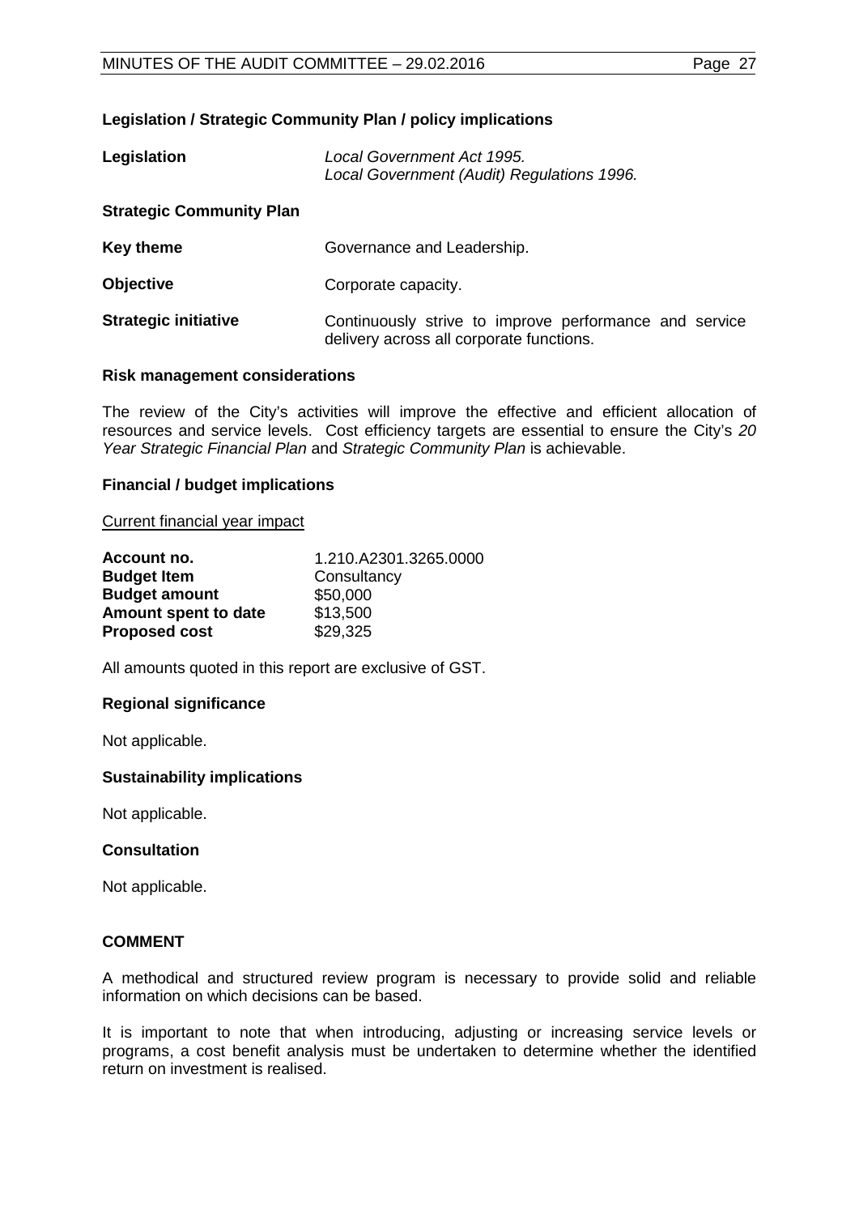**Legislation / Strategic Community Plan / policy implications**

| | |
|---|---|
| **Legislation** | *Local Government Act 1995.* *Local Government (Audit) Regulations 1996.* |

**Strategic Community Plan**

| | |
|---|---|
| **Key theme** | Governance and Leadership. |
| **Objective** | Corporate capacity. |
| **Strategic initiative** | Continuously strive to improve performance and service delivery across all corporate functions. |

**Risk management considerations**

The review of the City's activities will improve the effective and efficient allocation of resources and service levels. Cost efficiency targets are essential to ensure the City's *20 Year Strategic Financial Plan* and *Strategic Community Plan* is achievable.

**Financial / budget implications**

Current financial year impact

| | |
|---|---|
| **Account no.** | 1.210.A2301.3265.0000 |
| **Budget Item** | Consultancy |
| **Budget amount** | $50,000 |
| **Amount spent to date** | $13,500 |
| **Proposed cost** | $29,325 |

All amounts quoted in this report are exclusive of GST.

**Regional significance**

Not applicable.

**Sustainability implications**

Not applicable.

**Consultation**

Not applicable.

**COMMENT**

A methodical and structured review program is necessary to provide solid and reliable information on which decisions can be based.

It is important to note that when introducing, adjusting or increasing service levels or programs, a cost benefit analysis must be undertaken to determine whether the identified return on investment is realised.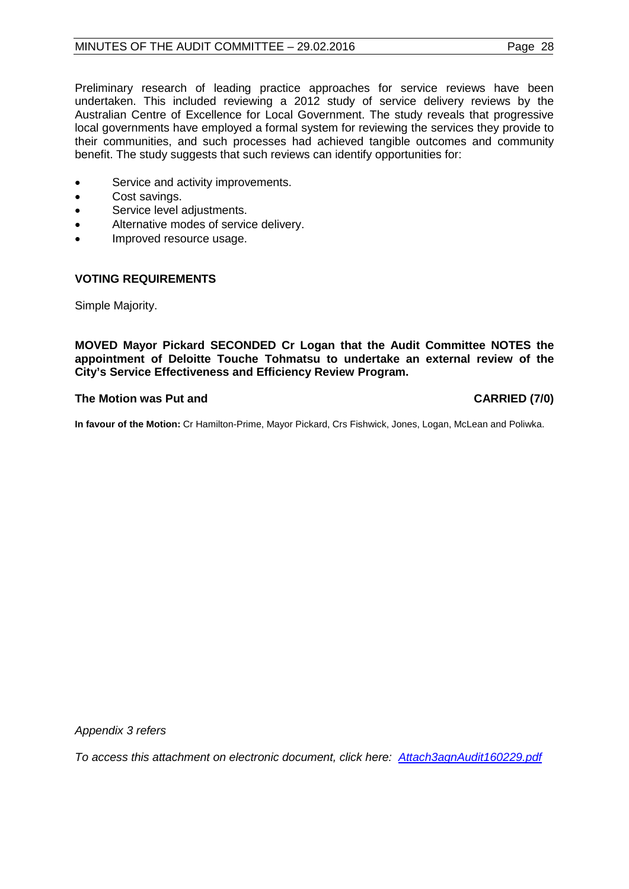Preliminary research of leading practice approaches for service reviews have been undertaken. This included reviewing a 2012 study of service delivery reviews by the Australian Centre of Excellence for Local Government. The study reveals that progressive local governments have employed a formal system for reviewing the services they provide to their communities, and such processes had achieved tangible outcomes and community benefit. The study suggests that such reviews can identify opportunities for:

- Service and activity improvements.
- Cost savings.
- Service level adjustments.
- Alternative modes of service delivery.
- Improved resource usage.

### VOTING REQUIREMENTS

Simple Majority.

**MOVED Mayor Pickard SECONDED Cr Logan that the Audit Committee NOTES the appointment of Deloitte Touche Tohmatsu to undertake an external review of the City's Service Effectiveness and Efficiency Review Program.**

**The Motion was Put and CARRIED (7/0)**

**In favour of the Motion:** Cr Hamilton-Prime, Mayor Pickard, Crs Fishwick, Jones, Logan, McLean and Poliwka.

*Appendix 3 refers*

*To access this attachment on electronic document, click here: Attach3agnAudit160229.pdf*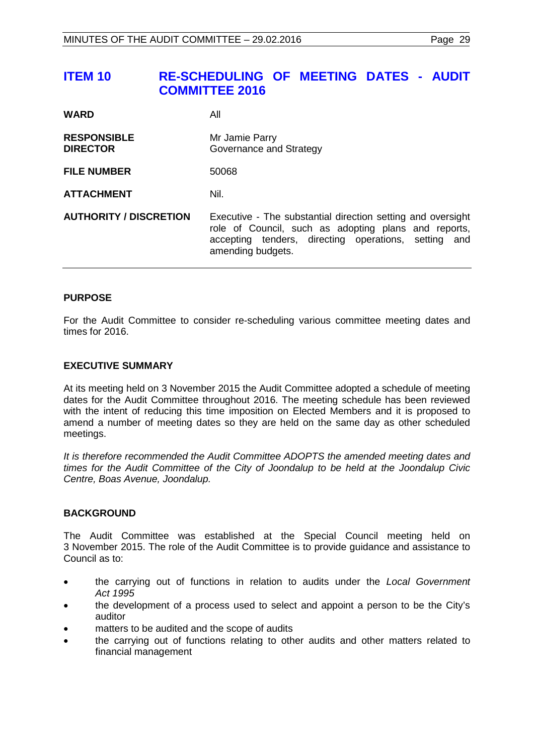# ITEM 10 RE-SCHEDULING OF MEETING DATES - AUDIT COMMITTEE 2016

| | |
|---|---|
| **WARD** | All |
| **RESPONSIBLE DIRECTOR** | Mr Jamie Parry<br>Governance and Strategy |
| **FILE NUMBER** | 50068 |
| **ATTACHMENT** | Nil. |
| **AUTHORITY / DISCRETION** | Executive - The substantial direction setting and oversight role of Council, such as adopting plans and reports, accepting tenders, directing operations, setting and amending budgets. |

## PURPOSE

For the Audit Committee to consider re-scheduling various committee meeting dates and times for 2016.

## EXECUTIVE SUMMARY

At its meeting held on 3 November 2015 the Audit Committee adopted a schedule of meeting dates for the Audit Committee throughout 2016. The meeting schedule has been reviewed with the intent of reducing this time imposition on Elected Members and it is proposed to amend a number of meeting dates so they are held on the same day as other scheduled meetings.

*It is therefore recommended the Audit Committee ADOPTS the amended meeting dates and times for the Audit Committee of the City of Joondalup to be held at the Joondalup Civic Centre, Boas Avenue, Joondalup.*

## BACKGROUND

The Audit Committee was established at the Special Council meeting held on 3 November 2015. The role of the Audit Committee is to provide guidance and assistance to Council as to:

- the carrying out of functions in relation to audits under the *Local Government Act 1995*
- the development of a process used to select and appoint a person to be the City's auditor
- matters to be audited and the scope of audits
- the carrying out of functions relating to other audits and other matters related to financial management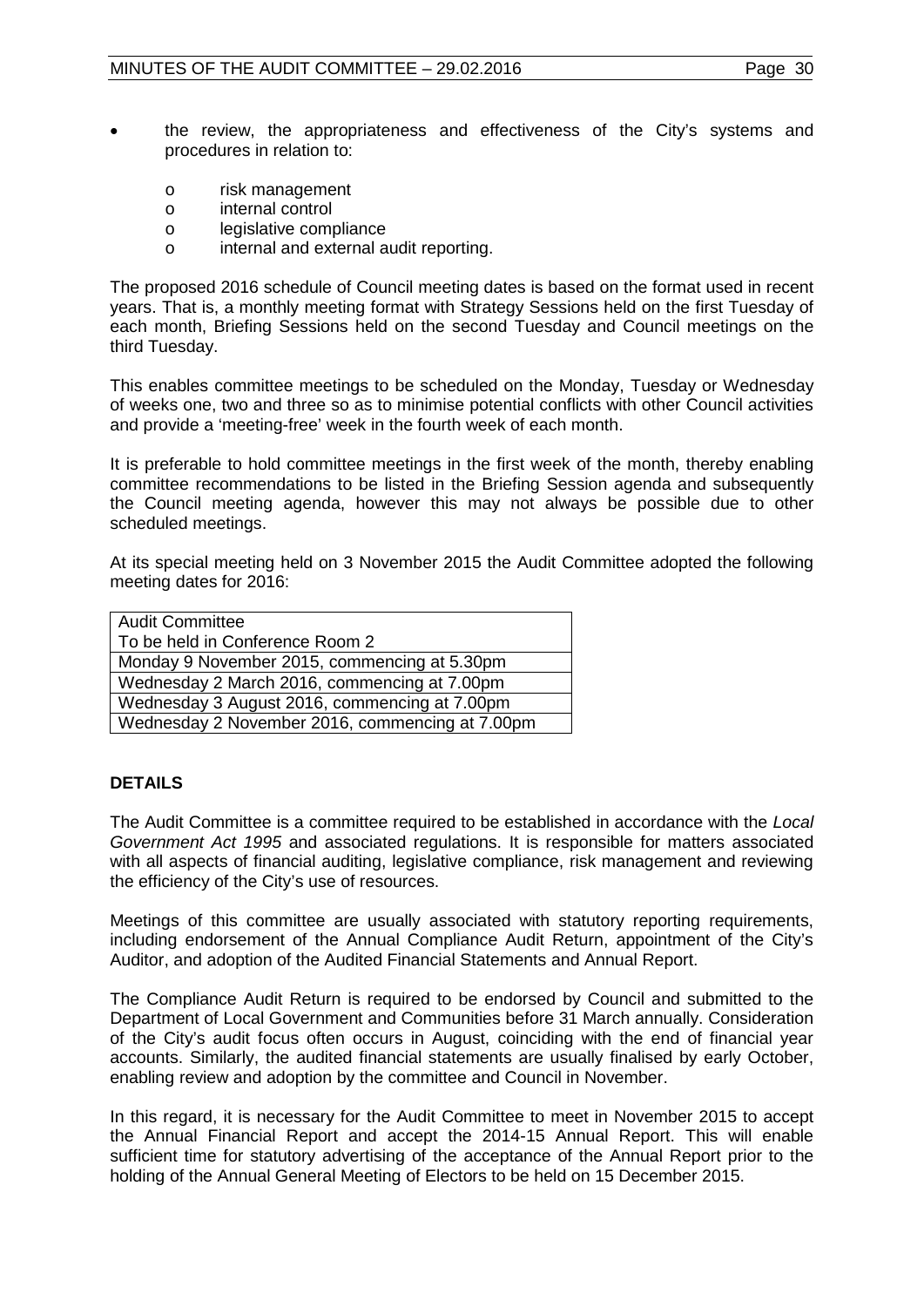- the review, the appropriateness and effectiveness of the City's systems and procedures in relation to:
  - risk management
  - internal control
  - legislative compliance
  - internal and external audit reporting.

The proposed 2016 schedule of Council meeting dates is based on the format used in recent years. That is, a monthly meeting format with Strategy Sessions held on the first Tuesday of each month, Briefing Sessions held on the second Tuesday and Council meetings on the third Tuesday.

This enables committee meetings to be scheduled on the Monday, Tuesday or Wednesday of weeks one, two and three so as to minimise potential conflicts with other Council activities and provide a 'meeting-free' week in the fourth week of each month.

It is preferable to hold committee meetings in the first week of the month, thereby enabling committee recommendations to be listed in the Briefing Session agenda and subsequently the Council meeting agenda, however this may not always be possible due to other scheduled meetings.

At its special meeting held on 3 November 2015 the Audit Committee adopted the following meeting dates for 2016:

| Audit Committee<br>To be held in Conference Room 2 |
|---|
| Monday 9 November 2015, commencing at 5.30pm |
| Wednesday 2 March 2016, commencing at 7.00pm |
| Wednesday 3 August 2016, commencing at 7.00pm |
| Wednesday 2 November 2016, commencing at 7.00pm |

**DETAILS**

The Audit Committee is a committee required to be established in accordance with the *Local Government Act 1995* and associated regulations. It is responsible for matters associated with all aspects of financial auditing, legislative compliance, risk management and reviewing the efficiency of the City's use of resources.

Meetings of this committee are usually associated with statutory reporting requirements, including endorsement of the Annual Compliance Audit Return, appointment of the City's Auditor, and adoption of the Audited Financial Statements and Annual Report.

The Compliance Audit Return is required to be endorsed by Council and submitted to the Department of Local Government and Communities before 31 March annually. Consideration of the City's audit focus often occurs in August, coinciding with the end of financial year accounts. Similarly, the audited financial statements are usually finalised by early October, enabling review and adoption by the committee and Council in November.

In this regard, it is necessary for the Audit Committee to meet in November 2015 to accept the Annual Financial Report and accept the 2014-15 Annual Report. This will enable sufficient time for statutory advertising of the acceptance of the Annual Report prior to the holding of the Annual General Meeting of Electors to be held on 15 December 2015.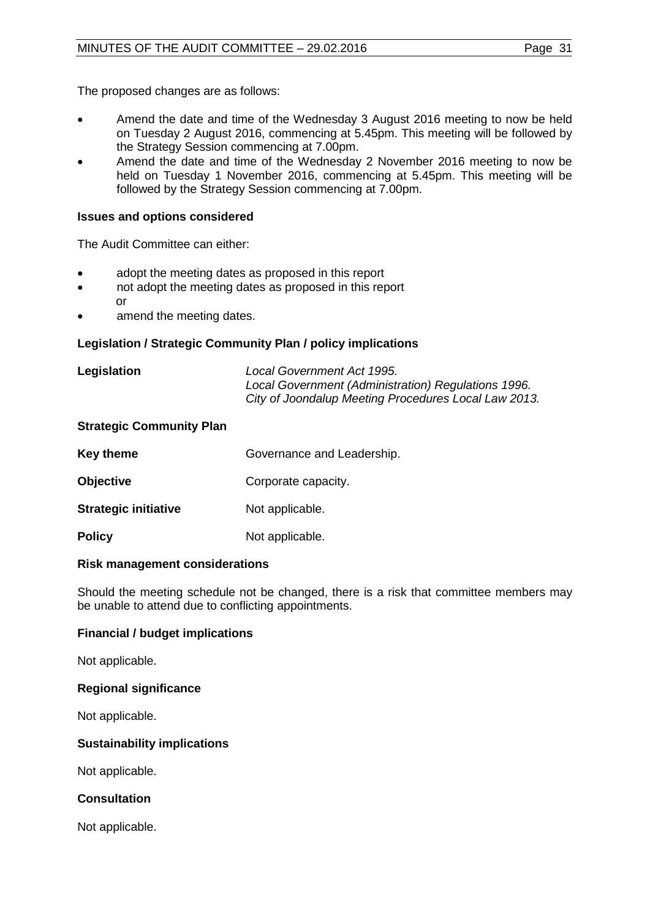The proposed changes are as follows:

- Amend the date and time of the Wednesday 3 August 2016 meeting to now be held on Tuesday 2 August 2016, commencing at 5.45pm. This meeting will be followed by the Strategy Session commencing at 7.00pm.
- Amend the date and time of the Wednesday 2 November 2016 meeting to now be held on Tuesday 1 November 2016, commencing at 5.45pm. This meeting will be followed by the Strategy Session commencing at 7.00pm.

**Issues and options considered**

The Audit Committee can either:

- adopt the meeting dates as proposed in this report
- not adopt the meeting dates as proposed in this report
  or
- amend the meeting dates.

**Legislation / Strategic Community Plan / policy implications**

| | |
|---|---|
| **Legislation** | *Local Government Act 1995.* <br> *Local Government (Administration) Regulations 1996.* <br> *City of Joondalup Meeting Procedures Local Law 2013.* |

**Strategic Community Plan**

| | |
|---|---|
| **Key theme** | Governance and Leadership. |
| **Objective** | Corporate capacity. |
| **Strategic initiative** | Not applicable. |
| **Policy** | Not applicable. |

**Risk management considerations**

Should the meeting schedule not be changed, there is a risk that committee members may be unable to attend due to conflicting appointments.

**Financial / budget implications**

Not applicable.

**Regional significance**

Not applicable.

**Sustainability implications**

Not applicable.

**Consultation**

Not applicable.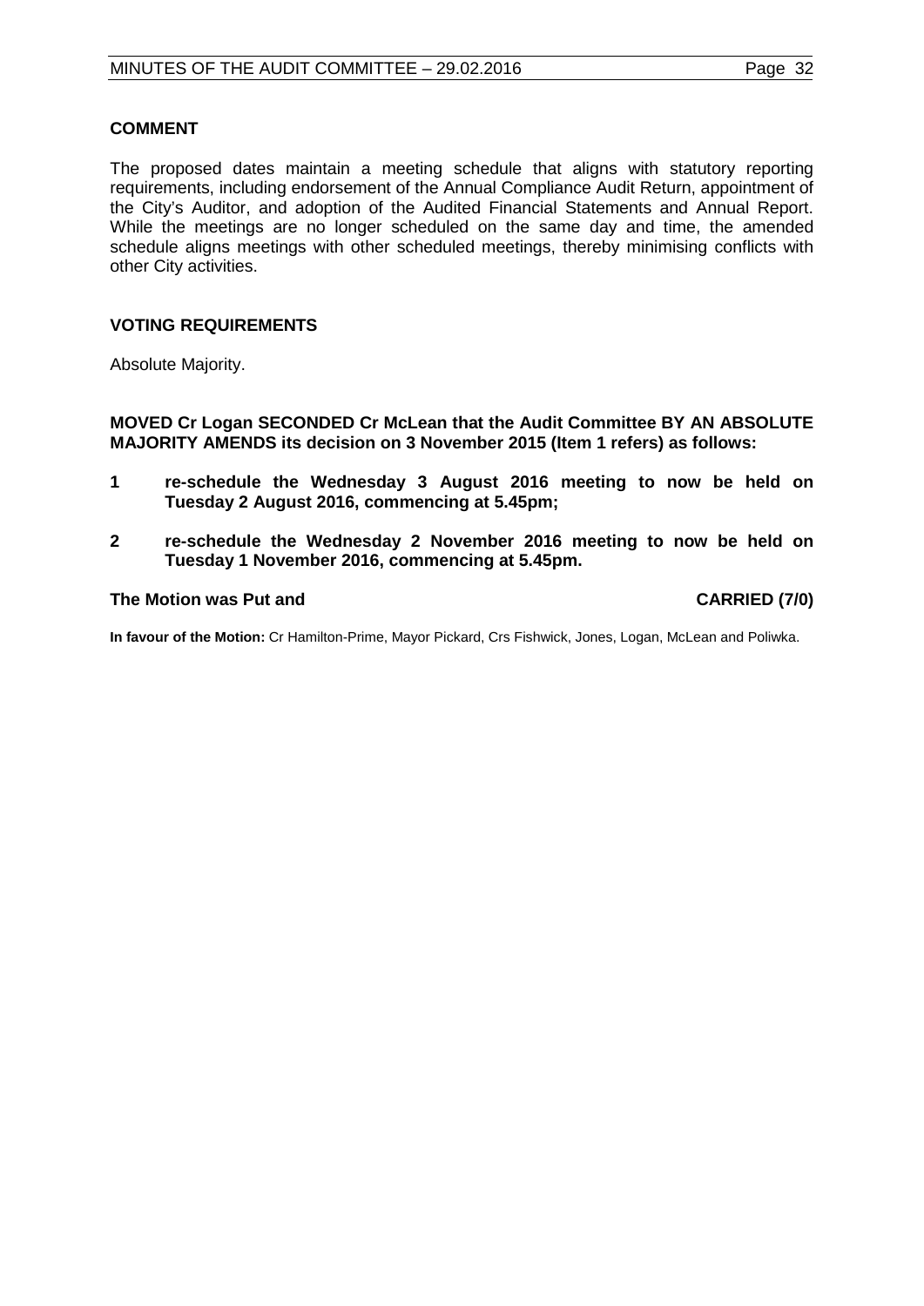**COMMENT**

The proposed dates maintain a meeting schedule that aligns with statutory reporting requirements, including endorsement of the Annual Compliance Audit Return, appointment of the City's Auditor, and adoption of the Audited Financial Statements and Annual Report. While the meetings are no longer scheduled on the same day and time, the amended schedule aligns meetings with other scheduled meetings, thereby minimising conflicts with other City activities.

**VOTING REQUIREMENTS**

Absolute Majority.

**MOVED Cr Logan SECONDED Cr McLean that the Audit Committee BY AN ABSOLUTE MAJORITY AMENDS its decision on 3 November 2015 (Item 1 refers) as follows:**

**1 re-schedule the Wednesday 3 August 2016 meeting to now be held on Tuesday 2 August 2016, commencing at 5.45pm;**

**2 re-schedule the Wednesday 2 November 2016 meeting to now be held on Tuesday 1 November 2016, commencing at 5.45pm.**

**The Motion was Put and CARRIED (7/0)**

**In favour of the Motion:** Cr Hamilton-Prime, Mayor Pickard, Crs Fishwick, Jones, Logan, McLean and Poliwka.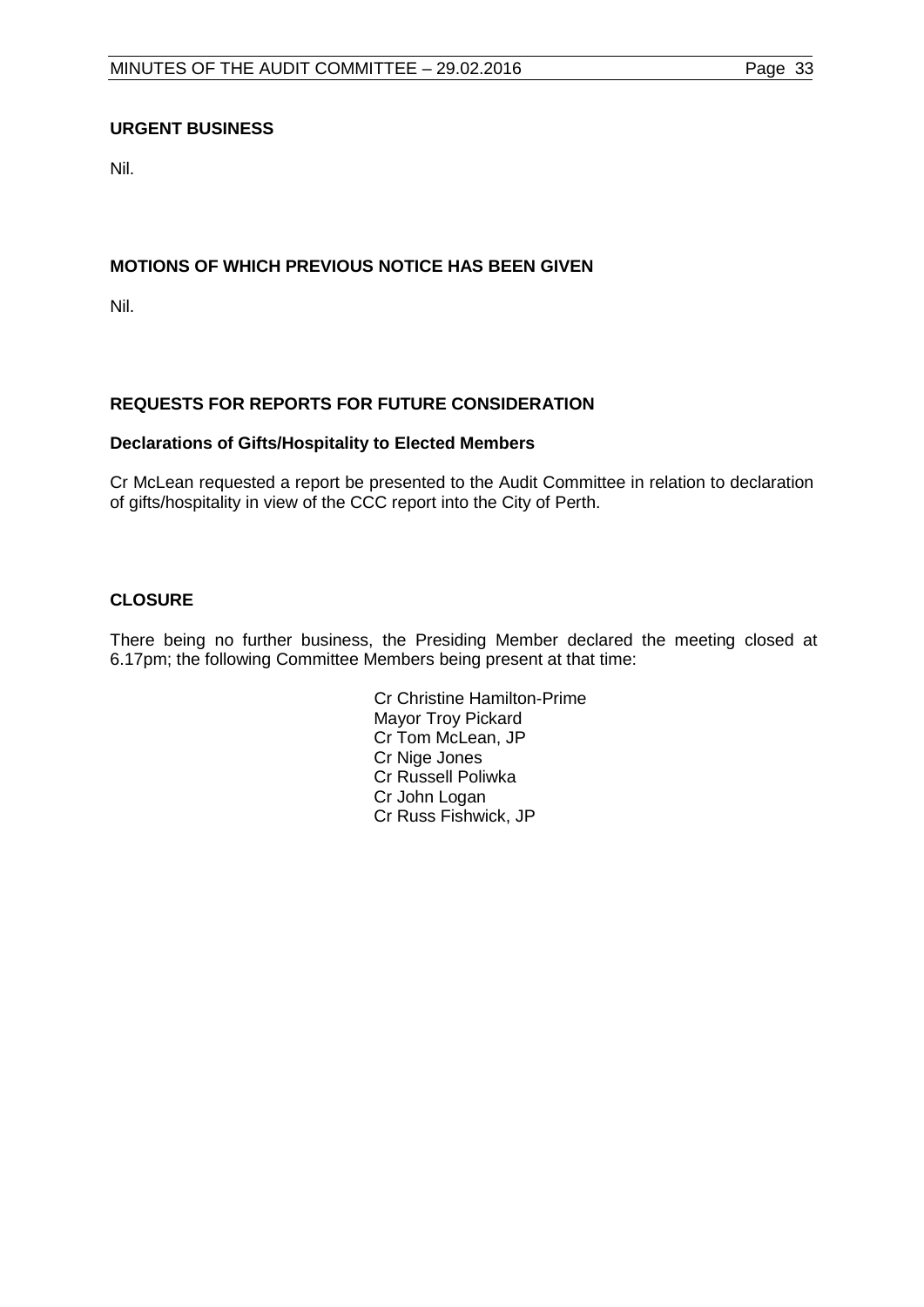## URGENT BUSINESS

Nil.

## MOTIONS OF WHICH PREVIOUS NOTICE HAS BEEN GIVEN

Nil.

## REQUESTS FOR REPORTS FOR FUTURE CONSIDERATION

### Declarations of Gifts/Hospitality to Elected Members

Cr McLean requested a report be presented to the Audit Committee in relation to declaration of gifts/hospitality in view of the CCC report into the City of Perth.

## CLOSURE

There being no further business, the Presiding Member declared the meeting closed at 6.17pm; the following Committee Members being present at that time:

Cr Christine Hamilton-Prime
Mayor Troy Pickard
Cr Tom McLean, JP
Cr Nige Jones
Cr Russell Poliwka
Cr John Logan
Cr Russ Fishwick, JP